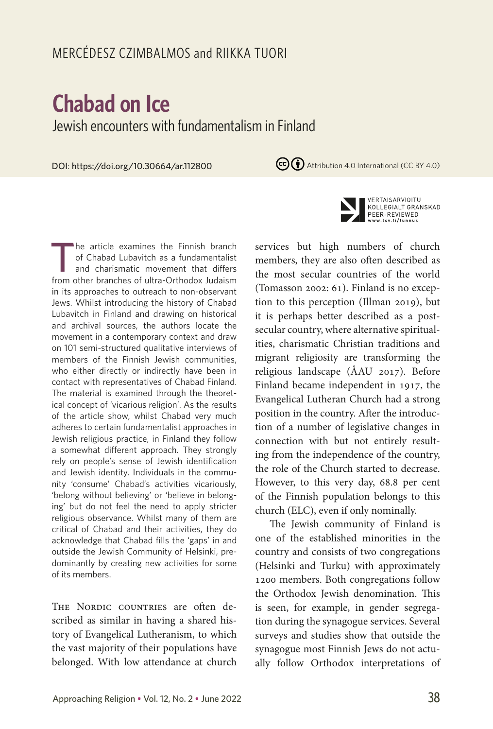MERCÉDESZ CZIMBALMOS and RIIKKA TUORI

# Chabad on Ice

## Jewish encounters with fundamentalism in Finland

DOI: https://doi.org/10.30664/ar.112800

Attribution 4.0 International (CC BY 4.0)

VERTAISARVIOITU KOLLEGIALT GRANSKAD PEER-REVIEWED www.tsv.fi/tunnus

The article examines the Finnish branch of Chabad Lubavitch as a fundamentalist and charismatic movement that differs from other branches of ultra-Orthodox Judaism in its approaches to outreach to non-observant Jews. Whilst introducing the history of Chabad Lubavitch in Finland and drawing on historical and archival sources, the authors locate the movement in a contemporary context and draw on 101 semi-structured qualitative interviews of members of the Finnish Jewish communities, who either directly or indirectly have been in contact with representatives of Chabad Finland. The material is examined through the theoretical concept of 'vicarious religion'. As the results of the article show, whilst Chabad very much adheres to certain fundamentalist approaches in Jewish religious practice, in Finland they follow a somewhat different approach. They strongly rely on people's sense of Jewish identification and Jewish identity. Individuals in the community 'consume' Chabad's activities vicariously, 'belong without believing' or 'believe in belonging' but do not feel the need to apply stricter religious observance. Whilst many of them are critical of Chabad and their activities, they do acknowledge that Chabad fills the 'gaps' in and outside the Jewish Community of Helsinki, predominantly by creating new activities for some of its members.

The Nordic countries are often described as similar in having a shared history of Evangelical Lutheranism, to which the vast majority of their populations have belonged. With low attendance at church services but high numbers of church members, they are also often described as the most secular countries of the world (Tomasson 2002: 61). Finland is no exception to this perception (Illman 2019), but it is perhaps better described as a post-secular country, where alternative spiritualities, charismatic Christian traditions and migrant religiosity are transforming the religious landscape (ÅAU 2017). Before Finland became independent in 1917, the Evangelical Lutheran Church had a strong position in the country. After the introduction of a number of legislative changes in connection with but not entirely resulting from the independence of the country, the role of the Church started to decrease. However, to this very day, 68.8 per cent of the Finnish population belongs to this church (ELC), even if only nominally.

The Jewish community of Finland is one of the established minorities in the country and consists of two congregations (Helsinki and Turku) with approximately 1200 members. Both congregations follow the Orthodox Jewish denomination. This is seen, for example, in gender segregation during the synagogue services. Several surveys and studies show that outside the synagogue most Finnish Jews do not actually follow Orthodox interpretations of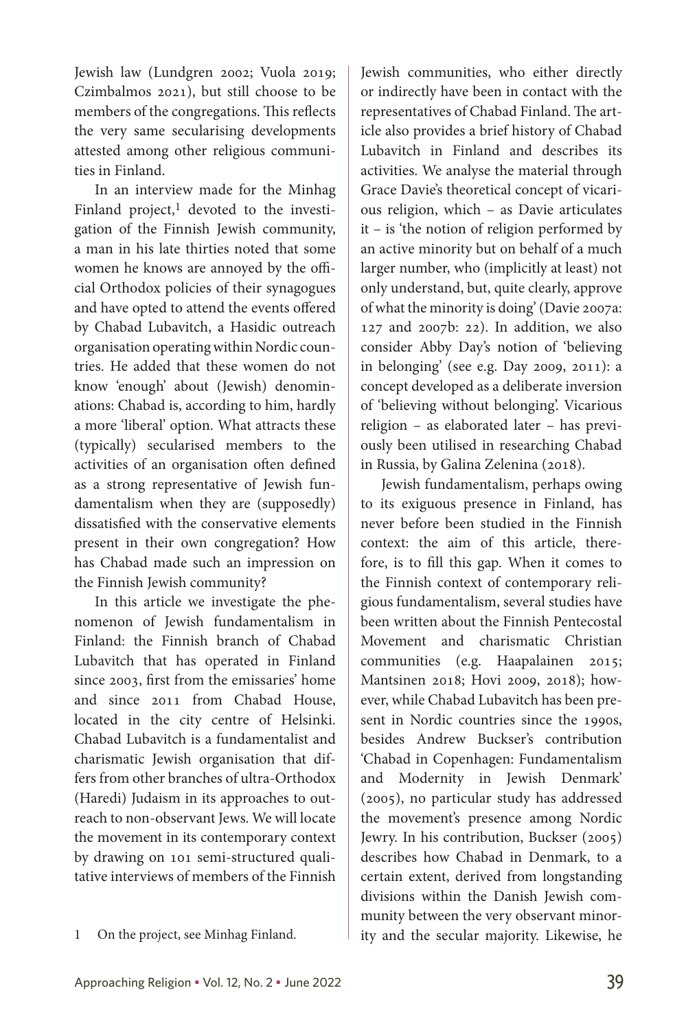Jewish law (Lundgren 2002; Vuola 2019; Czimbalmos 2021), but still choose to be members of the congregations. This reflects the very same secularising developments attested among other religious communities in Finland.

In an interview made for the Minhag Finland project,[1] devoted to the investigation of the Finnish Jewish community, a man in his late thirties noted that some women he knows are annoyed by the official Orthodox policies of their synagogues and have opted to attend the events offered by Chabad Lubavitch, a Hasidic outreach organisation operating within Nordic countries. He added that these women do not know 'enough' about (Jewish) denominations: Chabad is, according to him, hardly a more 'liberal' option. What attracts these (typically) secularised members to the activities of an organisation often defined as a strong representative of Jewish fundamentalism when they are (supposedly) dissatisfied with the conservative elements present in their own congregation? How has Chabad made such an impression on the Finnish Jewish community?

In this article we investigate the phenomenon of Jewish fundamentalism in Finland: the Finnish branch of Chabad Lubavitch that has operated in Finland since 2003, first from the emissaries' home and since 2011 from Chabad House, located in the city centre of Helsinki. Chabad Lubavitch is a fundamentalist and charismatic Jewish organisation that differs from other branches of ultra-Orthodox (Haredi) Judaism in its approaches to outreach to non-observant Jews. We will locate the movement in its contemporary context by drawing on 101 semi-structured qualitative interviews of members of the Finnish Jewish communities, who either directly or indirectly have been in contact with the representatives of Chabad Finland. The article also provides a brief history of Chabad Lubavitch in Finland and describes its activities. We analyse the material through Grace Davie's theoretical concept of vicarious religion, which – as Davie articulates it – is 'the notion of religion performed by an active minority but on behalf of a much larger number, who (implicitly at least) not only understand, but, quite clearly, approve of what the minority is doing' (Davie 2007a: 127 and 2007b: 22). In addition, we also consider Abby Day's notion of 'believing in belonging' (see e.g. Day 2009, 2011): a concept developed as a deliberate inversion of 'believing without belonging'. Vicarious religion – as elaborated later – has previously been utilised in researching Chabad in Russia, by Galina Zelenina (2018).

Jewish fundamentalism, perhaps owing to its exiguous presence in Finland, has never before been studied in the Finnish context: the aim of this article, therefore, is to fill this gap. When it comes to the Finnish context of contemporary religious fundamentalism, several studies have been written about the Finnish Pentecostal Movement and charismatic Christian communities (e.g. Haapalainen 2015; Mantsinen 2018; Hovi 2009, 2018); however, while Chabad Lubavitch has been present in Nordic countries since the 1990s, besides Andrew Buckser's contribution 'Chabad in Copenhagen: Fundamentalism and Modernity in Jewish Denmark' (2005), no particular study has addressed the movement's presence among Nordic Jewry. In his contribution, Buckser (2005) describes how Chabad in Denmark, to a certain extent, derived from longstanding divisions within the Danish Jewish community between the very observant minority and the secular majority. Likewise, he

1 On the project, see Minhag Finland.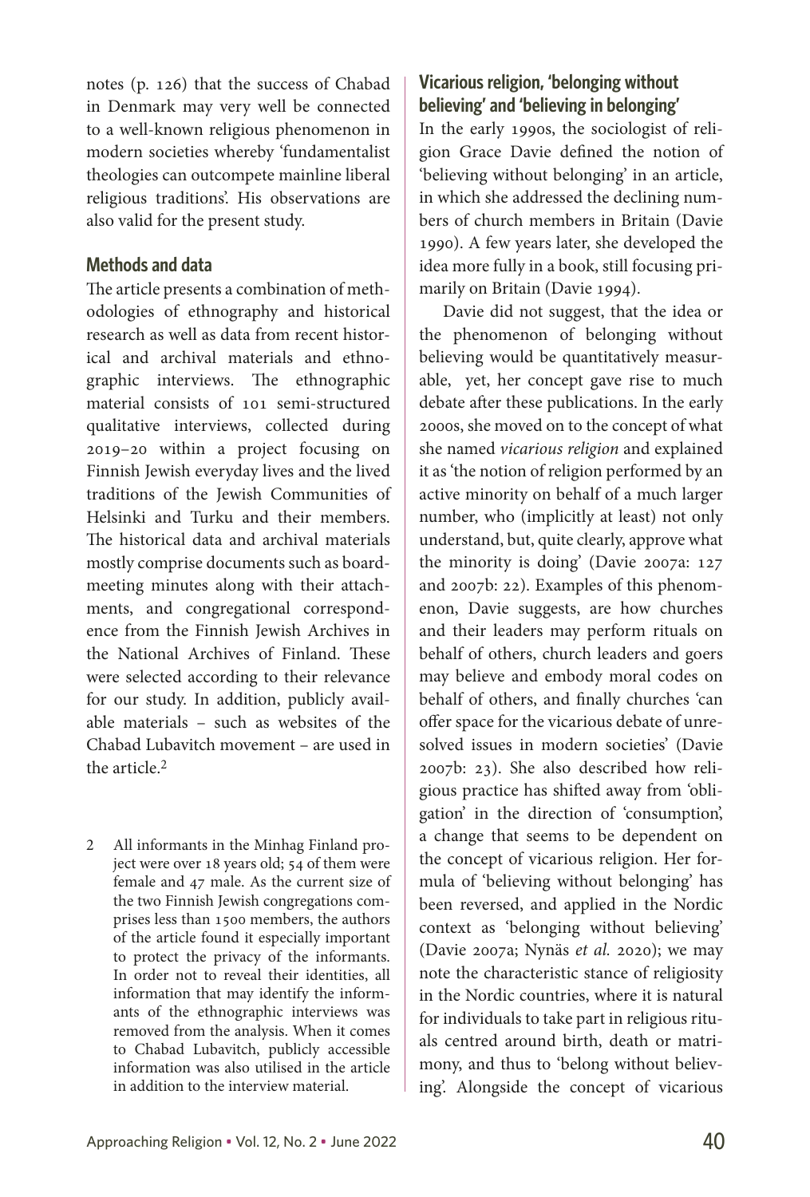notes (p. 126) that the success of Chabad in Denmark may very well be connected to a well-known religious phenomenon in modern societies whereby 'fundamentalist theologies can outcompete mainline liberal religious traditions'. His observations are also valid for the present study.

## Methods and data

The article presents a combination of methodologies of ethnography and historical research as well as data from recent historical and archival materials and ethnographic interviews. The ethnographic material consists of 101 semi-structured qualitative interviews, collected during 2019–20 within a project focusing on Finnish Jewish everyday lives and the lived traditions of the Jewish Communities of Helsinki and Turku and their members. The historical data and archival materials mostly comprise documents such as board-meeting minutes along with their attachments, and congregational correspondence from the Finnish Jewish Archives in the National Archives of Finland. These were selected according to their relevance for our study. In addition, publicly available materials – such as websites of the Chabad Lubavitch movement – are used in the article.[2]

## Vicarious religion, 'belonging without believing' and 'believing in belonging'

In the early 1990s, the sociologist of religion Grace Davie defined the notion of 'believing without belonging' in an article, in which she addressed the declining numbers of church members in Britain (Davie 1990). A few years later, she developed the idea more fully in a book, still focusing primarily on Britain (Davie 1994).

Davie did not suggest, that the idea or the phenomenon of belonging without believing would be quantitatively measurable, yet, her concept gave rise to much debate after these publications. In the early 2000s, she moved on to the concept of what she named *vicarious religion* and explained it as 'the notion of religion performed by an active minority on behalf of a much larger number, who (implicitly at least) not only understand, but, quite clearly, approve what the minority is doing' (Davie 2007a: 127 and 2007b: 22). Examples of this phenomenon, Davie suggests, are how churches and their leaders may perform rituals on behalf of others, church leaders and goers may believe and embody moral codes on behalf of others, and finally churches 'can offer space for the vicarious debate of unresolved issues in modern societies' (Davie 2007b: 23). She also described how religious practice has shifted away from 'obligation' in the direction of 'consumption', a change that seems to be dependent on the concept of vicarious religion. Her formula of 'believing without belonging' has been reversed, and applied in the Nordic context as 'belonging without believing' (Davie 2007a; Nynäs *et al.* 2020); we may note the characteristic stance of religiosity in the Nordic countries, where it is natural for individuals to take part in religious rituals centred around birth, death or matrimony, and thus to 'belong without believing'. Alongside the concept of vicarious

---

2 All informants in the Minhag Finland project were over 18 years old; 54 of them were female and 47 male. As the current size of the two Finnish Jewish congregations comprises less than 1500 members, the authors of the article found it especially important to protect the privacy of the informants. In order not to reveal their identities, all information that may identify the informants of the ethnographic interviews was removed from the analysis. When it comes to Chabad Lubavitch, publicly accessible information was also utilised in the article in addition to the interview material.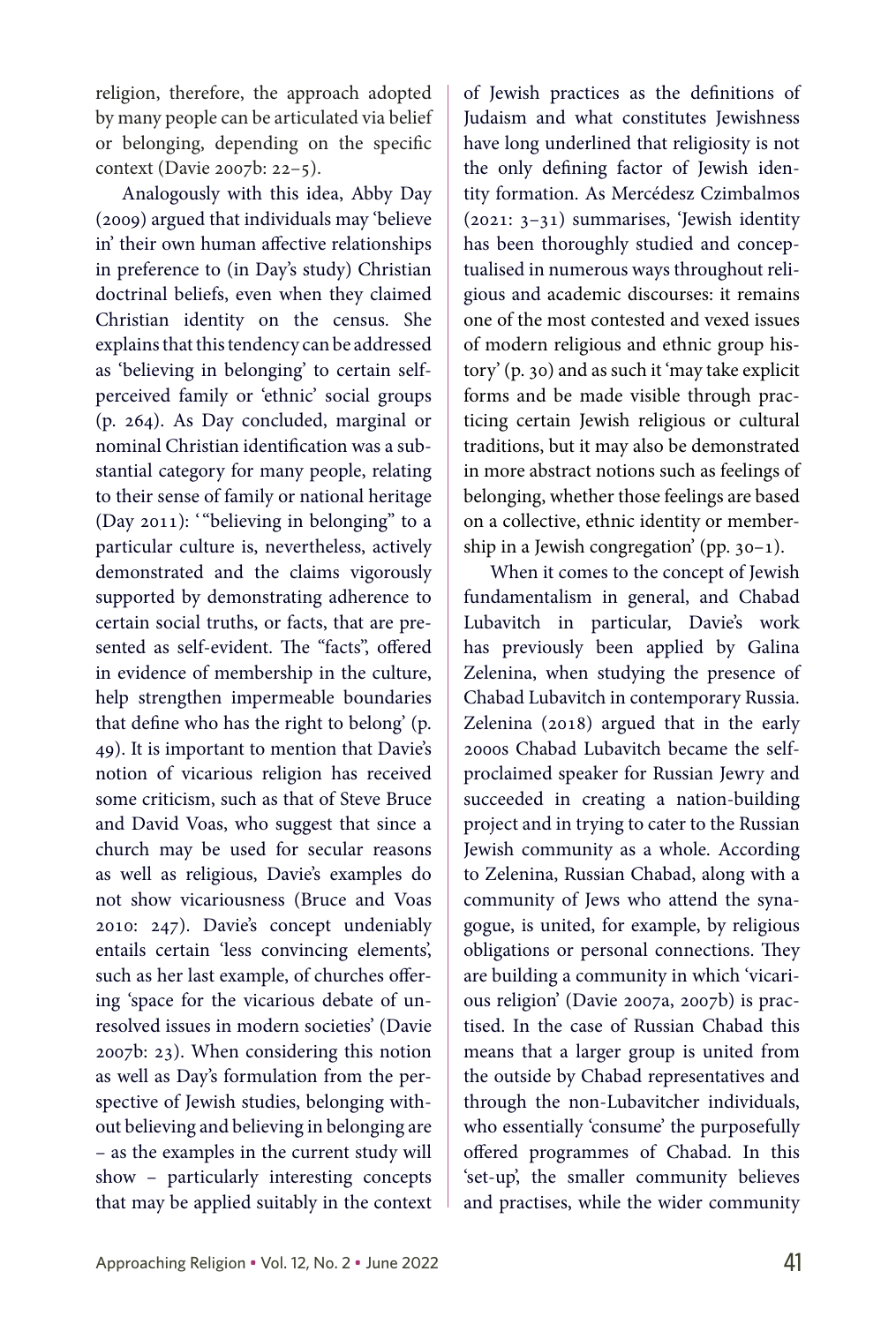religion, therefore, the approach adopted by many people can be articulated via belief or belonging, depending on the specific context (Davie 2007b: 22–5).

Analogously with this idea, Abby Day (2009) argued that individuals may 'believe in' their own human affective relationships in preference to (in Day's study) Christian doctrinal beliefs, even when they claimed Christian identity on the census. She explains that this tendency can be addressed as 'believing in belonging' to certain self-perceived family or 'ethnic' social groups (p. 264). As Day concluded, marginal or nominal Christian identification was a substantial category for many people, relating to their sense of family or national heritage (Day 2011): '"believing in belonging" to a particular culture is, nevertheless, actively demonstrated and the claims vigorously supported by demonstrating adherence to certain social truths, or facts, that are presented as self-evident. The "facts", offered in evidence of membership in the culture, help strengthen impermeable boundaries that define who has the right to belong' (p. 49). It is important to mention that Davie's notion of vicarious religion has received some criticism, such as that of Steve Bruce and David Voas, who suggest that since a church may be used for secular reasons as well as religious, Davie's examples do not show vicariousness (Bruce and Voas 2010: 247). Davie's concept undeniably entails certain 'less convincing elements', such as her last example, of churches offering 'space for the vicarious debate of unresolved issues in modern societies' (Davie 2007b: 23). When considering this notion as well as Day's formulation from the perspective of Jewish studies, belonging without believing and believing in belonging are – as the examples in the current study will show – particularly interesting concepts that may be applied suitably in the context of Jewish practices as the definitions of Judaism and what constitutes Jewishness have long underlined that religiosity is not the only defining factor of Jewish identity formation. As Mercédesz Czimbalmos (2021: 3–31) summarises, 'Jewish identity has been thoroughly studied and conceptualised in numerous ways throughout religious and academic discourses: it remains one of the most contested and vexed issues of modern religious and ethnic group history' (p. 30) and as such it 'may take explicit forms and be made visible through practicing certain Jewish religious or cultural traditions, but it may also be demonstrated in more abstract notions such as feelings of belonging, whether those feelings are based on a collective, ethnic identity or membership in a Jewish congregation' (pp. 30–1).

When it comes to the concept of Jewish fundamentalism in general, and Chabad Lubavitch in particular, Davie's work has previously been applied by Galina Zelenina, when studying the presence of Chabad Lubavitch in contemporary Russia. Zelenina (2018) argued that in the early 2000s Chabad Lubavitch became the self-proclaimed speaker for Russian Jewry and succeeded in creating a nation-building project and in trying to cater to the Russian Jewish community as a whole. According to Zelenina, Russian Chabad, along with a community of Jews who attend the synagogue, is united, for example, by religious obligations or personal connections. They are building a community in which 'vicarious religion' (Davie 2007a, 2007b) is practised. In the case of Russian Chabad this means that a larger group is united from the outside by Chabad representatives and through the non-Lubavitcher individuals, who essentially 'consume' the purposefully offered programmes of Chabad. In this 'set-up', the smaller community believes and practises, while the wider community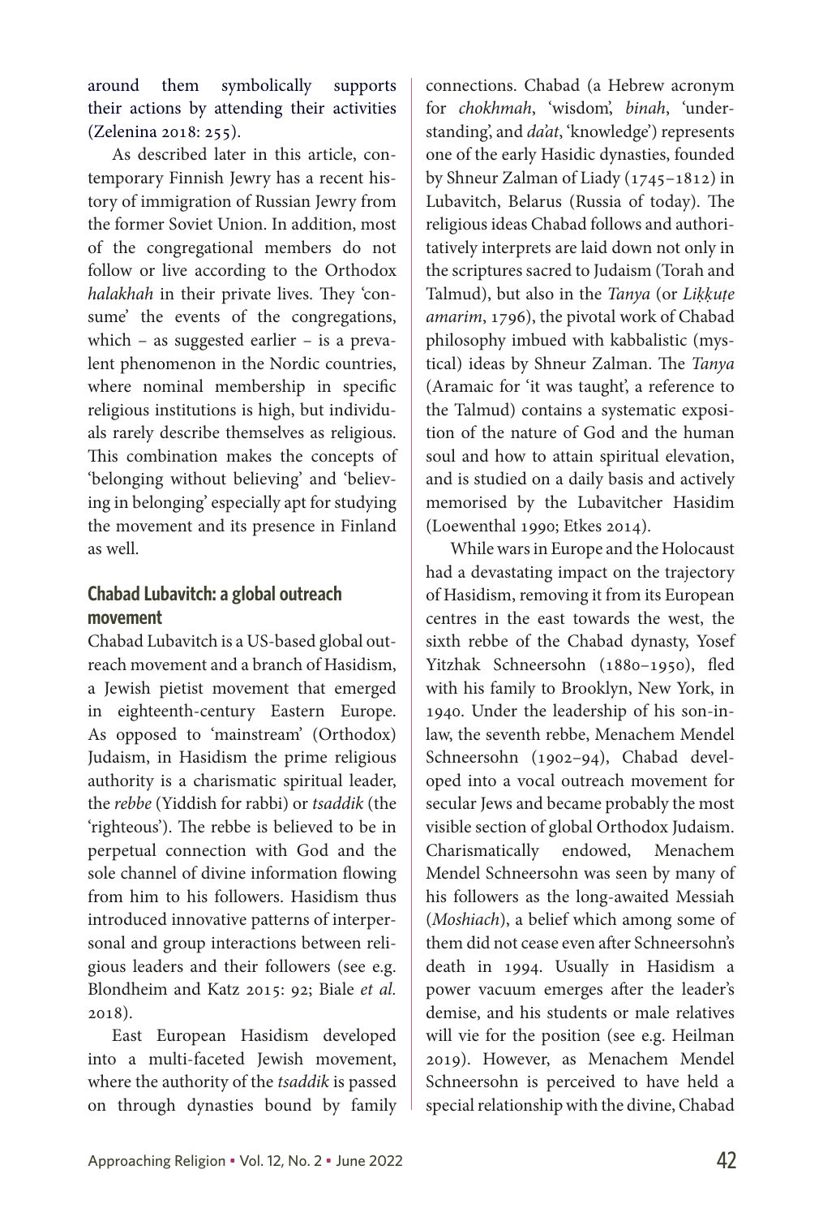around them symbolically supports their actions by attending their activities (Zelenina 2018: 255).

As described later in this article, contemporary Finnish Jewry has a recent history of immigration of Russian Jewry from the former Soviet Union. In addition, most of the congregational members do not follow or live according to the Orthodox *halakhah* in their private lives. They 'consume' the events of the congregations, which – as suggested earlier – is a prevalent phenomenon in the Nordic countries, where nominal membership in specific religious institutions is high, but individuals rarely describe themselves as religious. This combination makes the concepts of 'belonging without believing' and 'believing in belonging' especially apt for studying the movement and its presence in Finland as well.

## Chabad Lubavitch: a global outreach movement

Chabad Lubavitch is a US-based global outreach movement and a branch of Hasidism, a Jewish pietist movement that emerged in eighteenth-century Eastern Europe. As opposed to 'mainstream' (Orthodox) Judaism, in Hasidism the prime religious authority is a charismatic spiritual leader, the *rebbe* (Yiddish for rabbi) or *tsaddik* (the 'righteous'). The rebbe is believed to be in perpetual connection with God and the sole channel of divine information flowing from him to his followers. Hasidism thus introduced innovative patterns of interpersonal and group interactions between religious leaders and their followers (see e.g. Blondheim and Katz 2015: 92; Biale *et al.* 2018).

East European Hasidism developed into a multi-faceted Jewish movement, where the authority of the *tsaddik* is passed on through dynasties bound by family connections. Chabad (a Hebrew acronym for *chokhmah*, 'wisdom', *binah*, 'understanding', and *da'at*, 'knowledge') represents one of the early Hasidic dynasties, founded by Shneur Zalman of Liady (1745–1812) in Lubavitch, Belarus (Russia of today). The religious ideas Chabad follows and authoritatively interprets are laid down not only in the scriptures sacred to Judaism (Torah and Talmud), but also in the *Tanya* (or *Likkuṭe amarim*, 1796), the pivotal work of Chabad philosophy imbued with kabbalistic (mystical) ideas by Shneur Zalman. The *Tanya* (Aramaic for 'it was taught', a reference to the Talmud) contains a systematic exposition of the nature of God and the human soul and how to attain spiritual elevation, and is studied on a daily basis and actively memorised by the Lubavitcher Hasidim (Loewenthal 1990; Etkes 2014).

While wars in Europe and the Holocaust had a devastating impact on the trajectory of Hasidism, removing it from its European centres in the east towards the west, the sixth rebbe of the Chabad dynasty, Yosef Yitzhak Schneersohn (1880–1950), fled with his family to Brooklyn, New York, in 1940. Under the leadership of his son-in-law, the seventh rebbe, Menachem Mendel Schneersohn (1902–94), Chabad developed into a vocal outreach movement for secular Jews and became probably the most visible section of global Orthodox Judaism. Charismatically endowed, Menachem Mendel Schneersohn was seen by many of his followers as the long-awaited Messiah (*Moshiach*), a belief which among some of them did not cease even after Schneersohn's death in 1994. Usually in Hasidism a power vacuum emerges after the leader's demise, and his students or male relatives will vie for the position (see e.g. Heilman 2019). However, as Menachem Mendel Schneersohn is perceived to have held a special relationship with the divine, Chabad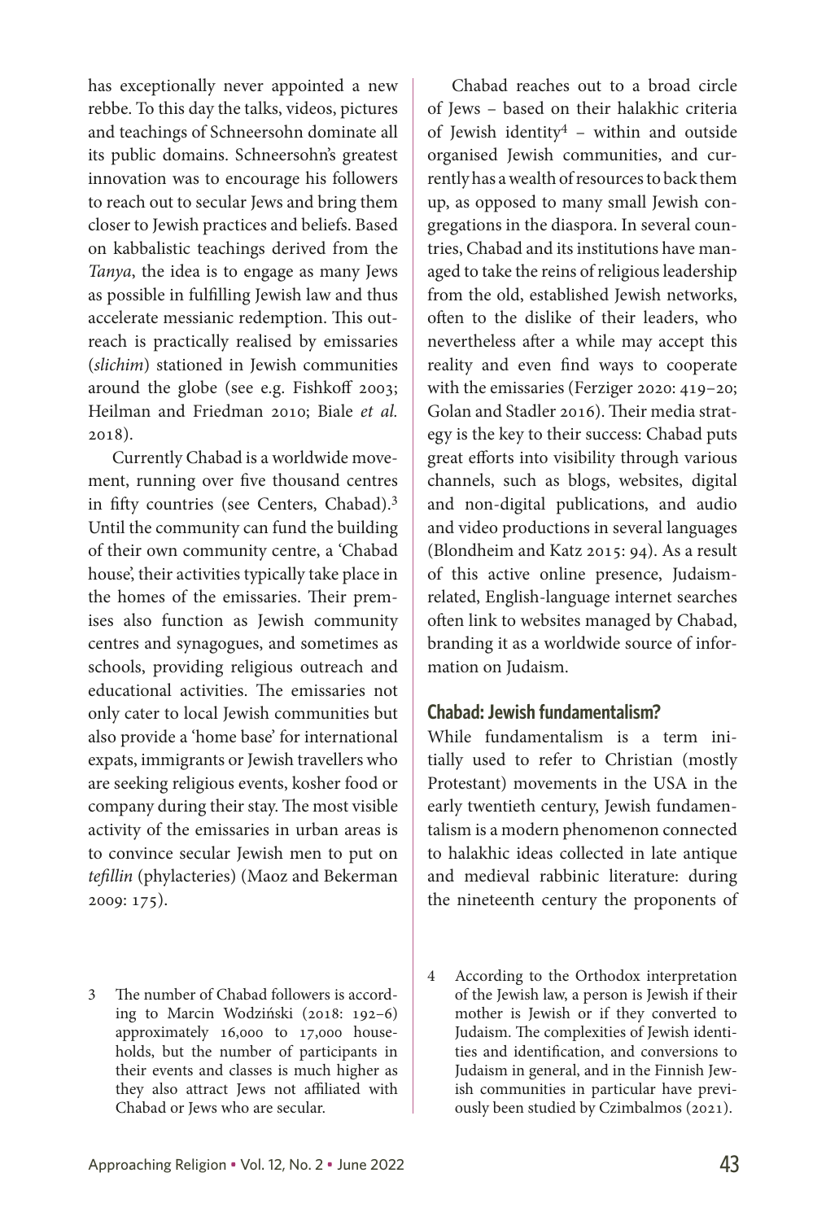has exceptionally never appointed a new rebbe. To this day the talks, videos, pictures and teachings of Schneersohn dominate all its public domains. Schneersohn's greatest innovation was to encourage his followers to reach out to secular Jews and bring them closer to Jewish practices and beliefs. Based on kabbalistic teachings derived from the *Tanya*, the idea is to engage as many Jews as possible in fulfilling Jewish law and thus accelerate messianic redemption. This outreach is practically realised by emissaries (*slichim*) stationed in Jewish communities around the globe (see e.g. Fishkoff 2003; Heilman and Friedman 2010; Biale *et al.* 2018).

Currently Chabad is a worldwide movement, running over five thousand centres in fifty countries (see Centers, Chabad).[3] Until the community can fund the building of their own community centre, a 'Chabad house', their activities typically take place in the homes of the emissaries. Their premises also function as Jewish community centres and synagogues, and sometimes as schools, providing religious outreach and educational activities. The emissaries not only cater to local Jewish communities but also provide a 'home base' for international expats, immigrants or Jewish travellers who are seeking religious events, kosher food or company during their stay. The most visible activity of the emissaries in urban areas is to convince secular Jewish men to put on *tefillin* (phylacteries) (Maoz and Bekerman 2009: 175).

Chabad reaches out to a broad circle of Jews – based on their halakhic criteria of Jewish identity[4] – within and outside organised Jewish communities, and currently has a wealth of resources to back them up, as opposed to many small Jewish congregations in the diaspora. In several countries, Chabad and its institutions have managed to take the reins of religious leadership from the old, established Jewish networks, often to the dislike of their leaders, who nevertheless after a while may accept this reality and even find ways to cooperate with the emissaries (Ferziger 2020: 419–20; Golan and Stadler 2016). Their media strategy is the key to their success: Chabad puts great efforts into visibility through various channels, such as blogs, websites, digital and non-digital publications, and audio and video productions in several languages (Blondheim and Katz 2015: 94). As a result of this active online presence, Judaism-related, English-language internet searches often link to websites managed by Chabad, branding it as a worldwide source of information on Judaism.

## Chabad: Jewish fundamentalism?

While fundamentalism is a term initially used to refer to Christian (mostly Protestant) movements in the USA in the early twentieth century, Jewish fundamentalism is a modern phenomenon connected to halakhic ideas collected in late antique and medieval rabbinic literature: during the nineteenth century the proponents of

3 The number of Chabad followers is according to Marcin Wodziński (2018: 192–6) approximately 16,000 to 17,000 households, but the number of participants in their events and classes is much higher as they also attract Jews not affiliated with Chabad or Jews who are secular.

4 According to the Orthodox interpretation of the Jewish law, a person is Jewish if their mother is Jewish or if they converted to Judaism. The complexities of Jewish identities and identification, and conversions to Judaism in general, and in the Finnish Jewish communities in particular have previously been studied by Czimbalmos (2021).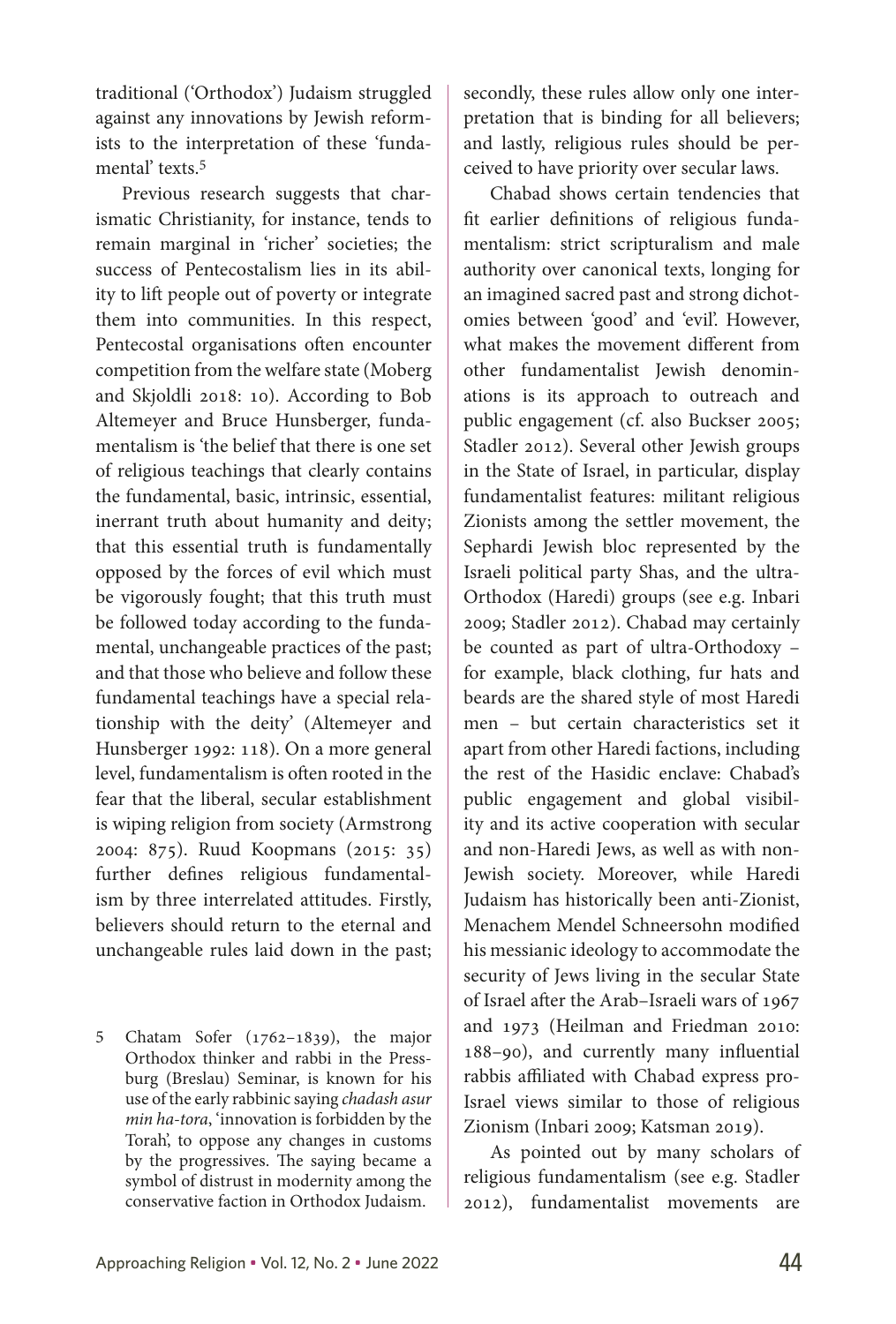traditional ('Orthodox') Judaism struggled against any innovations by Jewish reformists to the interpretation of these 'fundamental' texts.[5]

Previous research suggests that charismatic Christianity, for instance, tends to remain marginal in 'richer' societies; the success of Pentecostalism lies in its ability to lift people out of poverty or integrate them into communities. In this respect, Pentecostal organisations often encounter competition from the welfare state (Moberg and Skjoldli 2018: 10). According to Bob Altemeyer and Bruce Hunsberger, fundamentalism is 'the belief that there is one set of religious teachings that clearly contains the fundamental, basic, intrinsic, essential, inerrant truth about humanity and deity; that this essential truth is fundamentally opposed by the forces of evil which must be vigorously fought; that this truth must be followed today according to the fundamental, unchangeable practices of the past; and that those who believe and follow these fundamental teachings have a special relationship with the deity' (Altemeyer and Hunsberger 1992: 118). On a more general level, fundamentalism is often rooted in the fear that the liberal, secular establishment is wiping religion from society (Armstrong 2004: 875). Ruud Koopmans (2015: 35) further defines religious fundamentalism by three interrelated attitudes. Firstly, believers should return to the eternal and unchangeable rules laid down in the past; secondly, these rules allow only one interpretation that is binding for all believers; and lastly, religious rules should be perceived to have priority over secular laws.

Chabad shows certain tendencies that fit earlier definitions of religious fundamentalism: strict scripturalism and male authority over canonical texts, longing for an imagined sacred past and strong dichotomies between 'good' and 'evil'. However, what makes the movement different from other fundamentalist Jewish denominations is its approach to outreach and public engagement (cf. also Buckser 2005; Stadler 2012). Several other Jewish groups in the State of Israel, in particular, display fundamentalist features: militant religious Zionists among the settler movement, the Sephardi Jewish bloc represented by the Israeli political party Shas, and the ultra-Orthodox (Haredi) groups (see e.g. Inbari 2009; Stadler 2012). Chabad may certainly be counted as part of ultra-Orthodoxy – for example, black clothing, fur hats and beards are the shared style of most Haredi men – but certain characteristics set it apart from other Haredi factions, including the rest of the Hasidic enclave: Chabad's public engagement and global visibility and its active cooperation with secular and non-Haredi Jews, as well as with non-Jewish society. Moreover, while Haredi Judaism has historically been anti-Zionist, Menachem Mendel Schneersohn modified his messianic ideology to accommodate the security of Jews living in the secular State of Israel after the Arab–Israeli wars of 1967 and 1973 (Heilman and Friedman 2010: 188–90), and currently many influential rabbis affiliated with Chabad express pro-Israel views similar to those of religious Zionism (Inbari 2009; Katsman 2019).

As pointed out by many scholars of religious fundamentalism (see e.g. Stadler 2012), fundamentalist movements are

---

5 Chatam Sofer (1762–1839), the major Orthodox thinker and rabbi in the Pressburg (Breslau) Seminar, is known for his use of the early rabbinic saying *chadash asur min ha-tora*, 'innovation is forbidden by the Torah', to oppose any changes in customs by the progressives. The saying became a symbol of distrust in modernity among the conservative faction in Orthodox Judaism.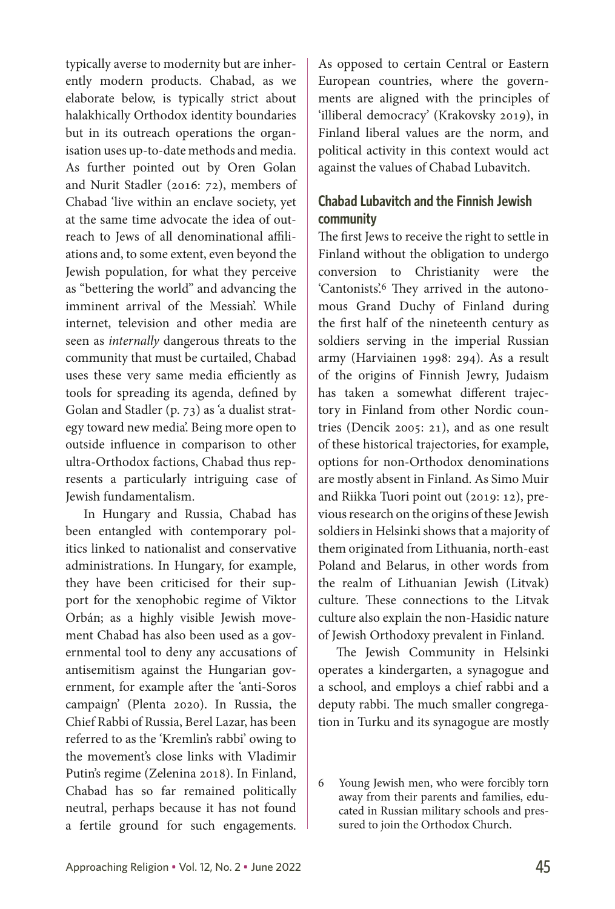typically averse to modernity but are inherently modern products. Chabad, as we elaborate below, is typically strict about halakhically Orthodox identity boundaries but in its outreach operations the organisation uses up-to-date methods and media. As further pointed out by Oren Golan and Nurit Stadler (2016: 72), members of Chabad 'live within an enclave society, yet at the same time advocate the idea of outreach to Jews of all denominational affiliations and, to some extent, even beyond the Jewish population, for what they perceive as "bettering the world" and advancing the imminent arrival of the Messiah'. While internet, television and other media are seen as *internally* dangerous threats to the community that must be curtailed, Chabad uses these very same media efficiently as tools for spreading its agenda, defined by Golan and Stadler (p. 73) as 'a dualist strategy toward new media'. Being more open to outside influence in comparison to other ultra-Orthodox factions, Chabad thus represents a particularly intriguing case of Jewish fundamentalism.

In Hungary and Russia, Chabad has been entangled with contemporary politics linked to nationalist and conservative administrations. In Hungary, for example, they have been criticised for their support for the xenophobic regime of Viktor Orbán; as a highly visible Jewish movement Chabad has also been used as a governmental tool to deny any accusations of antisemitism against the Hungarian government, for example after the 'anti-Soros campaign' (Plenta 2020). In Russia, the Chief Rabbi of Russia, Berel Lazar, has been referred to as the 'Kremlin's rabbi' owing to the movement's close links with Vladimir Putin's regime (Zelenina 2018). In Finland, Chabad has so far remained politically neutral, perhaps because it has not found a fertile ground for such engagements. As opposed to certain Central or Eastern European countries, where the governments are aligned with the principles of 'illiberal democracy' (Krakovsky 2019), in Finland liberal values are the norm, and political activity in this context would act against the values of Chabad Lubavitch.

## Chabad Lubavitch and the Finnish Jewish community

The first Jews to receive the right to settle in Finland without the obligation to undergo conversion to Christianity were the 'Cantonists'.[6] They arrived in the autonomous Grand Duchy of Finland during the first half of the nineteenth century as soldiers serving in the imperial Russian army (Harviainen 1998: 294). As a result of the origins of Finnish Jewry, Judaism has taken a somewhat different trajectory in Finland from other Nordic countries (Dencik 2005: 21), and as one result of these historical trajectories, for example, options for non-Orthodox denominations are mostly absent in Finland. As Simo Muir and Riikka Tuori point out (2019: 12), previous research on the origins of these Jewish soldiers in Helsinki shows that a majority of them originated from Lithuania, north-east Poland and Belarus, in other words from the realm of Lithuanian Jewish (Litvak) culture. These connections to the Litvak culture also explain the non-Hasidic nature of Jewish Orthodoxy prevalent in Finland.

The Jewish Community in Helsinki operates a kindergarten, a synagogue and a school, and employs a chief rabbi and a deputy rabbi. The much smaller congregation in Turku and its synagogue are mostly

6 Young Jewish men, who were forcibly torn away from their parents and families, educated in Russian military schools and pressured to join the Orthodox Church.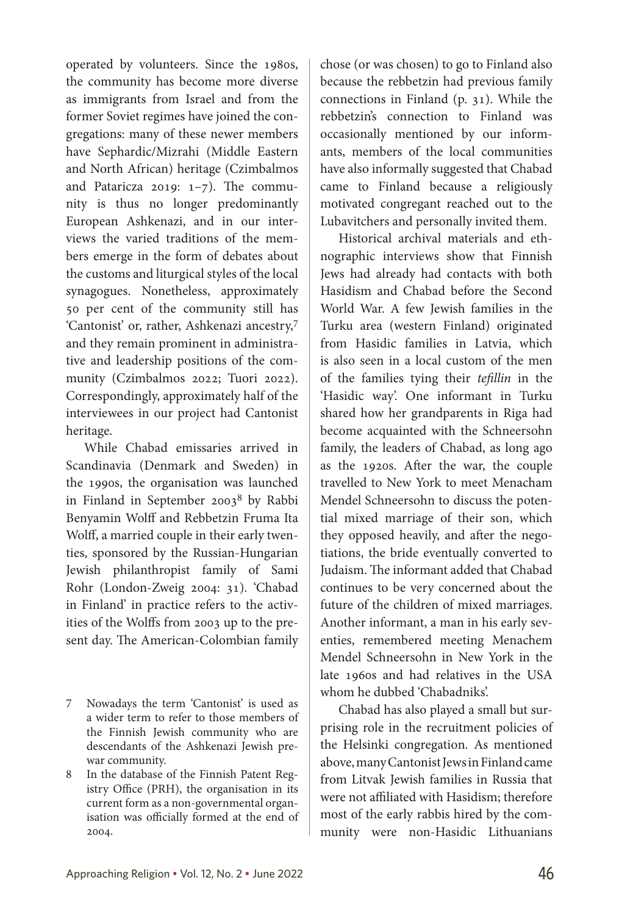operated by volunteers. Since the 1980s, the community has become more diverse as immigrants from Israel and from the former Soviet regimes have joined the congregations: many of these newer members have Sephardic/Mizrahi (Middle Eastern and North African) heritage (Czimbalmos and Pataricza 2019: 1–7). The community is thus no longer predominantly European Ashkenazi, and in our interviews the varied traditions of the members emerge in the form of debates about the customs and liturgical styles of the local synagogues. Nonetheless, approximately 50 per cent of the community still has 'Cantonist' or, rather, Ashkenazi ancestry,[7] and they remain prominent in administrative and leadership positions of the community (Czimbalmos 2022; Tuori 2022). Correspondingly, approximately half of the interviewees in our project had Cantonist heritage.

While Chabad emissaries arrived in Scandinavia (Denmark and Sweden) in the 1990s, the organisation was launched in Finland in September 2003[8] by Rabbi Benyamin Wolff and Rebbetzin Fruma Ita Wolff, a married couple in their early twenties, sponsored by the Russian-Hungarian Jewish philanthropist family of Sami Rohr (London-Zweig 2004: 31). 'Chabad in Finland' in practice refers to the activities of the Wolffs from 2003 up to the present day. The American-Colombian family chose (or was chosen) to go to Finland also because the rebbetzin had previous family connections in Finland (p. 31). While the rebbetzin's connection to Finland was occasionally mentioned by our informants, members of the local communities have also informally suggested that Chabad came to Finland because a religiously motivated congregant reached out to the Lubavitchers and personally invited them.

Historical archival materials and ethnographic interviews show that Finnish Jews had already had contacts with both Hasidism and Chabad before the Second World War. A few Jewish families in the Turku area (western Finland) originated from Hasidic families in Latvia, which is also seen in a local custom of the men of the families tying their *tefillin* in the 'Hasidic way'. One informant in Turku shared how her grandparents in Riga had become acquainted with the Schneersohn family, the leaders of Chabad, as long ago as the 1920s. After the war, the couple travelled to New York to meet Menacham Mendel Schneersohn to discuss the potential mixed marriage of their son, which they opposed heavily, and after the negotiations, the bride eventually converted to Judaism. The informant added that Chabad continues to be very concerned about the future of the children of mixed marriages. Another informant, a man in his early seventies, remembered meeting Menachem Mendel Schneersohn in New York in the late 1960s and had relatives in the USA whom he dubbed 'Chabadniks'.

Chabad has also played a small but surprising role in the recruitment policies of the Helsinki congregation. As mentioned above, many Cantonist Jews in Finland came from Litvak Jewish families in Russia that were not affiliated with Hasidism; therefore most of the early rabbis hired by the community were non-Hasidic Lithuanians

---

7 Nowadays the term 'Cantonist' is used as a wider term to refer to those members of the Finnish Jewish community who are descendants of the Ashkenazi Jewish prewar community.

8 In the database of the Finnish Patent Registry Office (PRH), the organisation in its current form as a non-governmental organisation was officially formed at the end of 2004.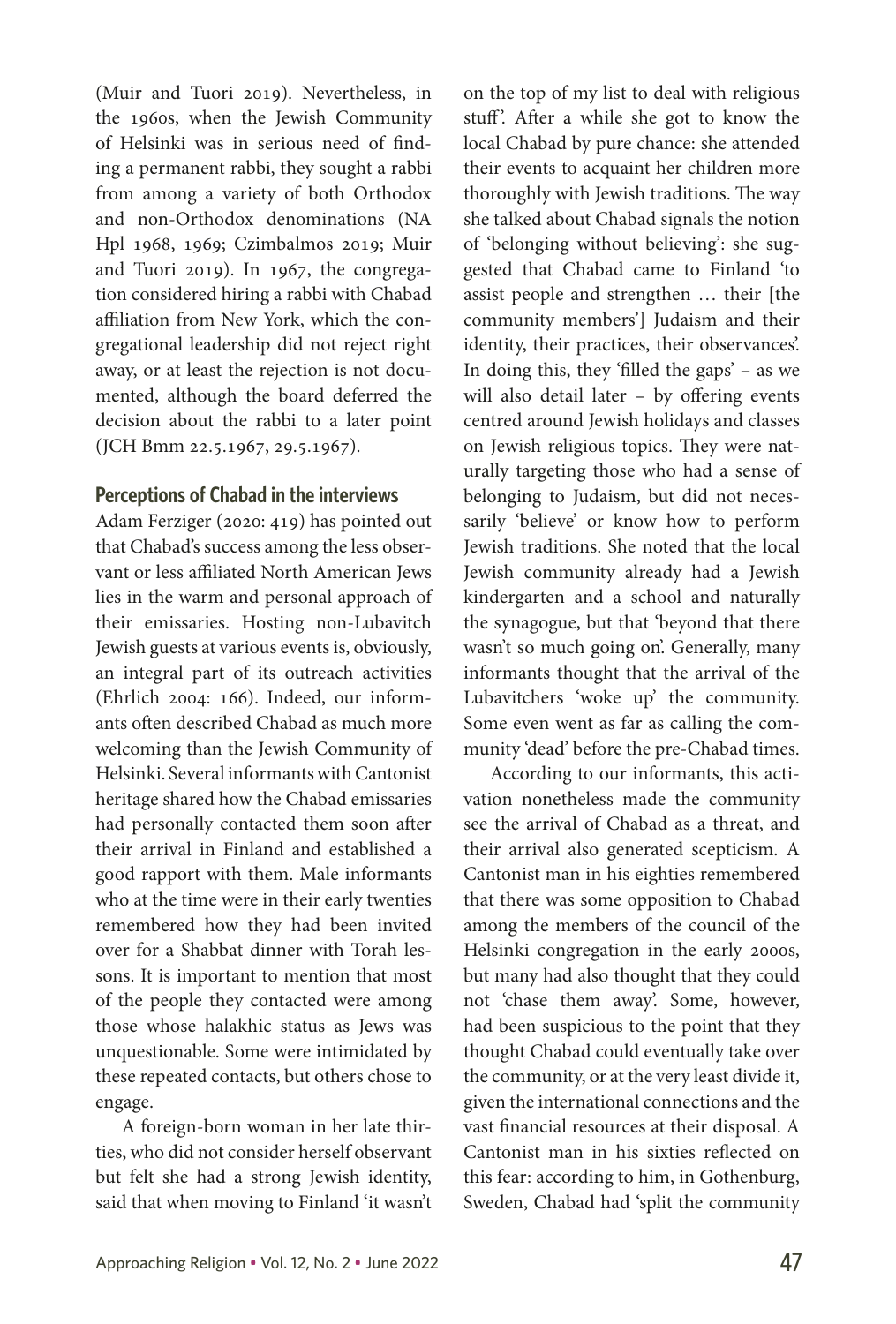(Muir and Tuori 2019). Nevertheless, in the 1960s, when the Jewish Community of Helsinki was in serious need of finding a permanent rabbi, they sought a rabbi from among a variety of both Orthodox and non-Orthodox denominations (NA Hpl 1968, 1969; Czimbalmos 2019; Muir and Tuori 2019). In 1967, the congregation considered hiring a rabbi with Chabad affiliation from New York, which the congregational leadership did not reject right away, or at least the rejection is not documented, although the board deferred the decision about the rabbi to a later point (JCH Bmm 22.5.1967, 29.5.1967).

## Perceptions of Chabad in the interviews

Adam Ferziger (2020: 419) has pointed out that Chabad's success among the less observant or less affiliated North American Jews lies in the warm and personal approach of their emissaries. Hosting non-Lubavitch Jewish guests at various events is, obviously, an integral part of its outreach activities (Ehrlich 2004: 166). Indeed, our informants often described Chabad as much more welcoming than the Jewish Community of Helsinki. Several informants with Cantonist heritage shared how the Chabad emissaries had personally contacted them soon after their arrival in Finland and established a good rapport with them. Male informants who at the time were in their early twenties remembered how they had been invited over for a Shabbat dinner with Torah lessons. It is important to mention that most of the people they contacted were among those whose halakhic status as Jews was unquestionable. Some were intimidated by these repeated contacts, but others chose to engage.

A foreign-born woman in her late thirties, who did not consider herself observant but felt she had a strong Jewish identity, said that when moving to Finland 'it wasn't on the top of my list to deal with religious stuff'. After a while she got to know the local Chabad by pure chance: she attended their events to acquaint her children more thoroughly with Jewish traditions. The way she talked about Chabad signals the notion of 'belonging without believing': she suggested that Chabad came to Finland 'to assist people and strengthen … their [the community members'] Judaism and their identity, their practices, their observances'. In doing this, they 'filled the gaps' – as we will also detail later – by offering events centred around Jewish holidays and classes on Jewish religious topics. They were naturally targeting those who had a sense of belonging to Judaism, but did not necessarily 'believe' or know how to perform Jewish traditions. She noted that the local Jewish community already had a Jewish kindergarten and a school and naturally the synagogue, but that 'beyond that there wasn't so much going on'. Generally, many informants thought that the arrival of the Lubavitchers 'woke up' the community. Some even went as far as calling the community 'dead' before the pre-Chabad times.

According to our informants, this activation nonetheless made the community see the arrival of Chabad as a threat, and their arrival also generated scepticism. A Cantonist man in his eighties remembered that there was some opposition to Chabad among the members of the council of the Helsinki congregation in the early 2000s, but many had also thought that they could not 'chase them away'. Some, however, had been suspicious to the point that they thought Chabad could eventually take over the community, or at the very least divide it, given the international connections and the vast financial resources at their disposal. A Cantonist man in his sixties reflected on this fear: according to him, in Gothenburg, Sweden, Chabad had 'split the community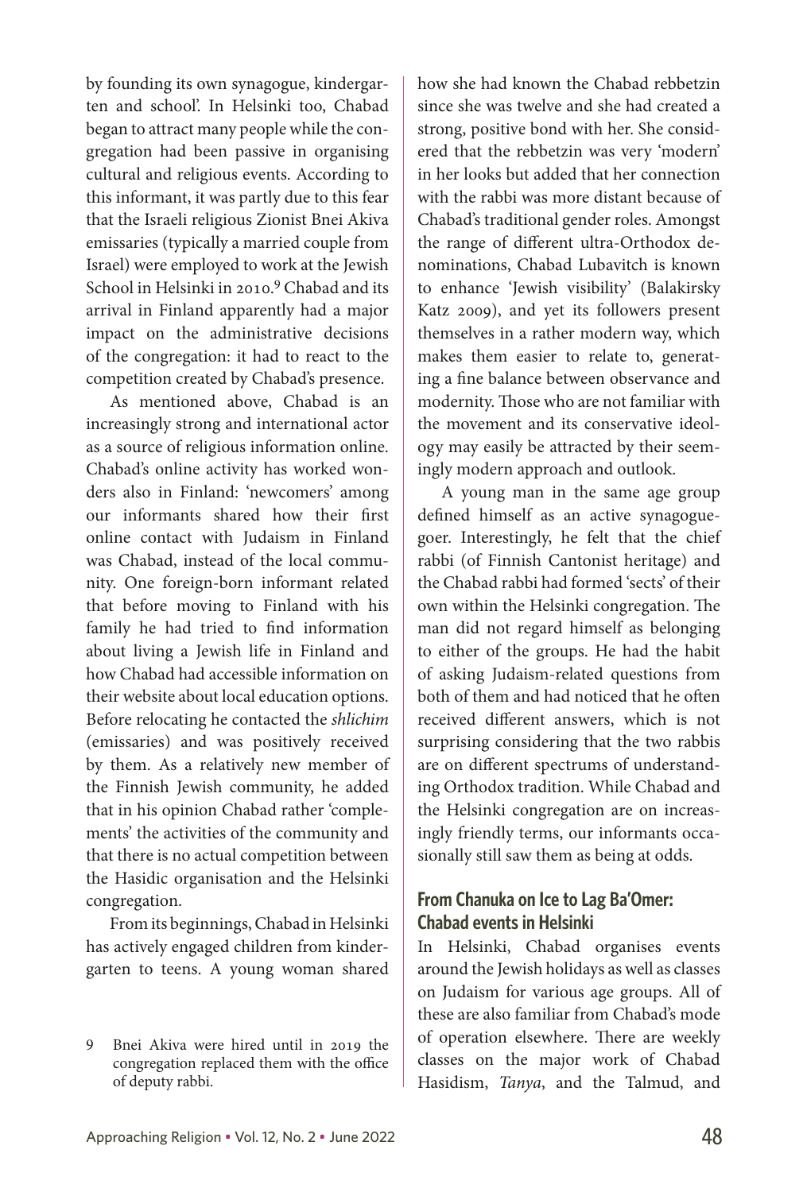by founding its own synagogue, kindergarten and school'. In Helsinki too, Chabad began to attract many people while the congregation had been passive in organising cultural and religious events. According to this informant, it was partly due to this fear that the Israeli religious Zionist Bnei Akiva emissaries (typically a married couple from Israel) were employed to work at the Jewish School in Helsinki in 2010.[9] Chabad and its arrival in Finland apparently had a major impact on the administrative decisions of the congregation: it had to react to the competition created by Chabad's presence.

As mentioned above, Chabad is an increasingly strong and international actor as a source of religious information online. Chabad's online activity has worked wonders also in Finland: 'newcomers' among our informants shared how their first online contact with Judaism in Finland was Chabad, instead of the local community. One foreign-born informant related that before moving to Finland with his family he had tried to find information about living a Jewish life in Finland and how Chabad had accessible information on their website about local education options. Before relocating he contacted the *shlichim* (emissaries) and was positively received by them. As a relatively new member of the Finnish Jewish community, he added that in his opinion Chabad rather 'complements' the activities of the community and that there is no actual competition between the Hasidic organisation and the Helsinki congregation.

From its beginnings, Chabad in Helsinki has actively engaged children from kindergarten to teens. A young woman shared how she had known the Chabad rebbetzin since she was twelve and she had created a strong, positive bond with her. She considered that the rebbetzin was very 'modern' in her looks but added that her connection with the rabbi was more distant because of Chabad's traditional gender roles. Amongst the range of different ultra-Orthodox denominations, Chabad Lubavitch is known to enhance 'Jewish visibility' (Balakirsky Katz 2009), and yet its followers present themselves in a rather modern way, which makes them easier to relate to, generating a fine balance between observance and modernity. Those who are not familiar with the movement and its conservative ideology may easily be attracted by their seemingly modern approach and outlook.

A young man in the same age group defined himself as an active synagogue-goer. Interestingly, he felt that the chief rabbi (of Finnish Cantonist heritage) and the Chabad rabbi had formed 'sects' of their own within the Helsinki congregation. The man did not regard himself as belonging to either of the groups. He had the habit of asking Judaism-related questions from both of them and had noticed that he often received different answers, which is not surprising considering that the two rabbis are on different spectrums of understanding Orthodox tradition. While Chabad and the Helsinki congregation are on increasingly friendly terms, our informants occasionally still saw them as being at odds.

## From Chanuka on Ice to Lag Ba'Omer: Chabad events in Helsinki

In Helsinki, Chabad organises events around the Jewish holidays as well as classes on Judaism for various age groups. All of these are also familiar from Chabad's mode of operation elsewhere. There are weekly classes on the major work of Chabad Hasidism, *Tanya*, and the Talmud, and

9 Bnei Akiva were hired until in 2019 the congregation replaced them with the office of deputy rabbi.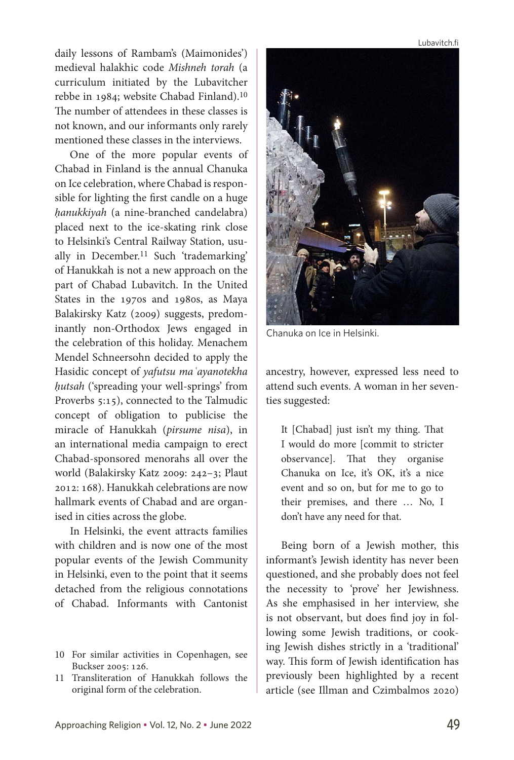daily lessons of Rambam's (Maimonides') medieval halakhic code *Mishneh torah* (a curriculum initiated by the Lubavitcher rebbe in 1984; website Chabad Finland).[10] The number of attendees in these classes is not known, and our informants only rarely mentioned these classes in the interviews.

One of the more popular events of Chabad in Finland is the annual Chanuka on Ice celebration, where Chabad is responsible for lighting the first candle on a huge *ḥanukkiyah* (a nine-branched candelabra) placed next to the ice-skating rink close to Helsinki's Central Railway Station, usually in December.[11] Such 'trademarking' of Hanukkah is not a new approach on the part of Chabad Lubavitch. In the United States in the 1970s and 1980s, as Maya Balakirsky Katz (2009) suggests, predominantly non-Orthodox Jews engaged in the celebration of this holiday. Menachem Mendel Schneersohn decided to apply the Hasidic concept of *yafutsu maʿayanotekha ḥutsah* ('spreading your well-springs' from Proverbs 5:15), connected to the Talmudic concept of obligation to publicise the miracle of Hanukkah (*pirsume nisa*), in an international media campaign to erect Chabad-sponsored menorahs all over the world (Balakirsky Katz 2009: 242–3; Plaut 2012: 168). Hanukkah celebrations are now hallmark events of Chabad and are organised in cities across the globe.

In Helsinki, the event attracts families with children and is now one of the most popular events of the Jewish Community in Helsinki, even to the point that it seems detached from the religious connotations of Chabad. Informants with Cantonist ancestry, however, expressed less need to attend such events. A woman in her seventies suggested:

> It [Chabad] just isn't my thing. That I would do more [commit to stricter observance]. That they organise Chanuka on Ice, it's OK, it's a nice event and so on, but for me to go to their premises, and there … No, I don't have any need for that.

Lubavitch.fi

Chanuka on Ice in Helsinki.

Being born of a Jewish mother, this informant's Jewish identity has never been questioned, and she probably does not feel the necessity to 'prove' her Jewishness. As she emphasised in her interview, she is not observant, but does find joy in following some Jewish traditions, or cooking Jewish dishes strictly in a 'traditional' way. This form of Jewish identification has previously been highlighted by a recent article (see Illman and Czimbalmos 2020)

---

10 For similar activities in Copenhagen, see Buckser 2005: 126.

11 Transliteration of Hanukkah follows the original form of the celebration.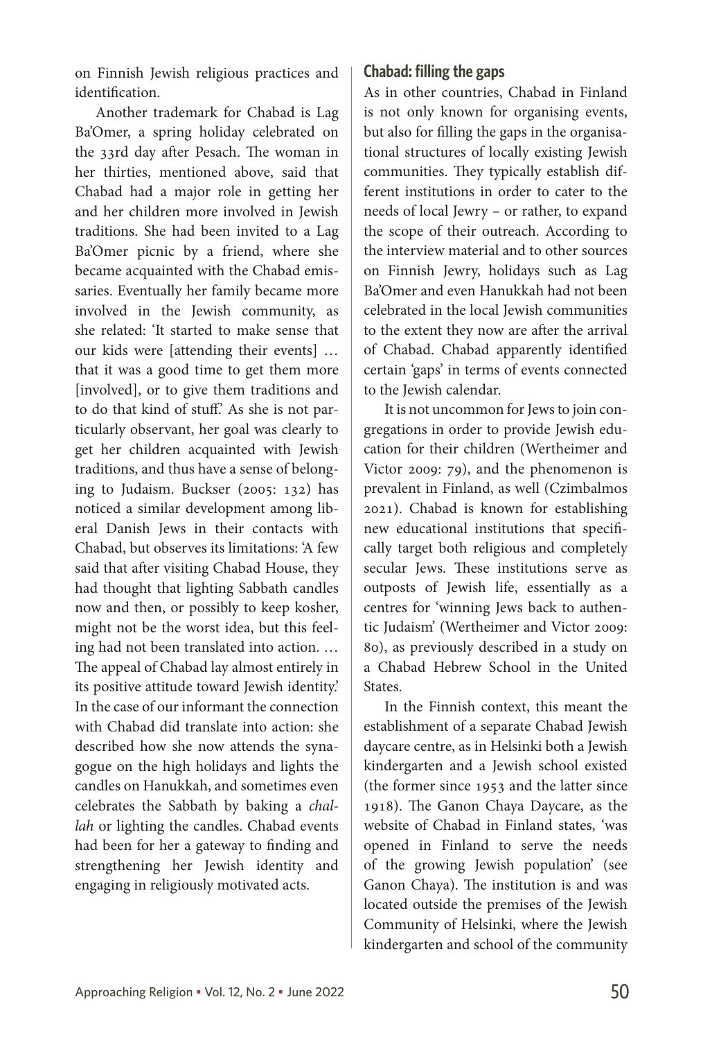on Finnish Jewish religious practices and identification.

Another trademark for Chabad is Lag Ba'Omer, a spring holiday celebrated on the 33rd day after Pesach. The woman in her thirties, mentioned above, said that Chabad had a major role in getting her and her children more involved in Jewish traditions. She had been invited to a Lag Ba'Omer picnic by a friend, where she became acquainted with the Chabad emissaries. Eventually her family became more involved in the Jewish community, as she related: 'It started to make sense that our kids were [attending their events] … that it was a good time to get them more [involved], or to give them traditions and to do that kind of stuff.' As she is not particularly observant, her goal was clearly to get her children acquainted with Jewish traditions, and thus have a sense of belonging to Judaism. Buckser (2005: 132) has noticed a similar development among liberal Danish Jews in their contacts with Chabad, but observes its limitations: 'A few said that after visiting Chabad House, they had thought that lighting Sabbath candles now and then, or possibly to keep kosher, might not be the worst idea, but this feeling had not been translated into action. … The appeal of Chabad lay almost entirely in its positive attitude toward Jewish identity.' In the case of our informant the connection with Chabad did translate into action: she described how she now attends the synagogue on the high holidays and lights the candles on Hanukkah, and sometimes even celebrates the Sabbath by baking a *challah* or lighting the candles. Chabad events had been for her a gateway to finding and strengthening her Jewish identity and engaging in religiously motivated acts.

## Chabad: filling the gaps

As in other countries, Chabad in Finland is not only known for organising events, but also for filling the gaps in the organisational structures of locally existing Jewish communities. They typically establish different institutions in order to cater to the needs of local Jewry – or rather, to expand the scope of their outreach. According to the interview material and to other sources on Finnish Jewry, holidays such as Lag Ba'Omer and even Hanukkah had not been celebrated in the local Jewish communities to the extent they now are after the arrival of Chabad. Chabad apparently identified certain 'gaps' in terms of events connected to the Jewish calendar.

It is not uncommon for Jews to join congregations in order to provide Jewish education for their children (Wertheimer and Victor 2009: 79), and the phenomenon is prevalent in Finland, as well (Czimbalmos 2021). Chabad is known for establishing new educational institutions that specifically target both religious and completely secular Jews. These institutions serve as outposts of Jewish life, essentially as a centres for 'winning Jews back to authentic Judaism' (Wertheimer and Victor 2009: 80), as previously described in a study on a Chabad Hebrew School in the United States.

In the Finnish context, this meant the establishment of a separate Chabad Jewish daycare centre, as in Helsinki both a Jewish kindergarten and a Jewish school existed (the former since 1953 and the latter since 1918). The Ganon Chaya Daycare, as the website of Chabad in Finland states, 'was opened in Finland to serve the needs of the growing Jewish population' (see Ganon Chaya). The institution is and was located outside the premises of the Jewish Community of Helsinki, where the Jewish kindergarten and school of the community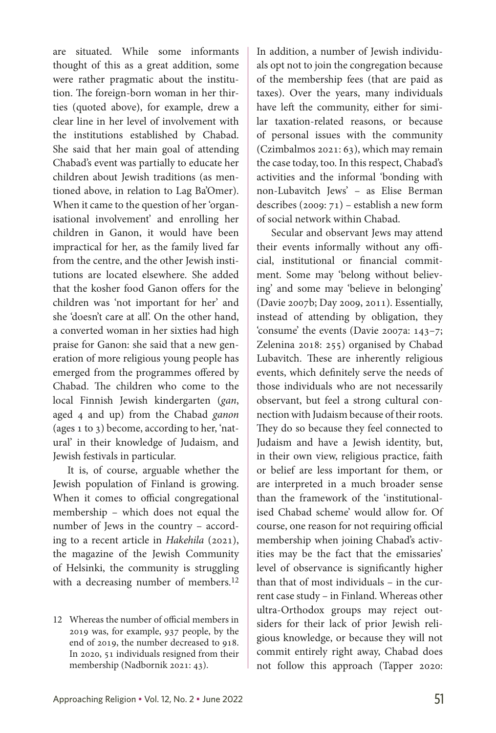are situated. While some informants thought of this as a great addition, some were rather pragmatic about the institution. The foreign-born woman in her thirties (quoted above), for example, drew a clear line in her level of involvement with the institutions established by Chabad. She said that her main goal of attending Chabad's event was partially to educate her children about Jewish traditions (as mentioned above, in relation to Lag Ba'Omer). When it came to the question of her 'organisational involvement' and enrolling her children in Ganon, it would have been impractical for her, as the family lived far from the centre, and the other Jewish institutions are located elsewhere. She added that the kosher food Ganon offers for the children was 'not important for her' and she 'doesn't care at all'. On the other hand, a converted woman in her sixties had high praise for Ganon: she said that a new generation of more religious young people has emerged from the programmes offered by Chabad. The children who come to the local Finnish Jewish kindergarten (*gan*, aged 4 and up) from the Chabad *ganon* (ages 1 to 3) become, according to her, 'natural' in their knowledge of Judaism, and Jewish festivals in particular.

It is, of course, arguable whether the Jewish population of Finland is growing. When it comes to official congregational membership – which does not equal the number of Jews in the country – according to a recent article in *Hakehila* (2021), the magazine of the Jewish Community of Helsinki, the community is struggling with a decreasing number of members.[12] In addition, a number of Jewish individuals opt not to join the congregation because of the membership fees (that are paid as taxes). Over the years, many individuals have left the community, either for similar taxation-related reasons, or because of personal issues with the community (Czimbalmos 2021: 63), which may remain the case today, too. In this respect, Chabad's activities and the informal 'bonding with non-Lubavitch Jews' – as Elise Berman describes (2009: 71) – establish a new form of social network within Chabad.

Secular and observant Jews may attend their events informally without any official, institutional or financial commitment. Some may 'belong without believing' and some may 'believe in belonging' (Davie 2007b; Day 2009, 2011). Essentially, instead of attending by obligation, they 'consume' the events (Davie 2007a: 143–7; Zelenina 2018: 255) organised by Chabad Lubavitch. These are inherently religious events, which definitely serve the needs of those individuals who are not necessarily observant, but feel a strong cultural connection with Judaism because of their roots. They do so because they feel connected to Judaism and have a Jewish identity, but, in their own view, religious practice, faith or belief are less important for them, or are interpreted in a much broader sense than the framework of the 'institutionalised Chabad scheme' would allow for. Of course, one reason for not requiring official membership when joining Chabad's activities may be the fact that the emissaries' level of observance is significantly higher than that of most individuals – in the current case study – in Finland. Whereas other ultra-Orthodox groups may reject outsiders for their lack of prior Jewish religious knowledge, or because they will not commit entirely right away, Chabad does not follow this approach (Tapper 2020:

12 Whereas the number of official members in 2019 was, for example, 937 people, by the end of 2019, the number decreased to 918. In 2020, 51 individuals resigned from their membership (Nadbornik 2021: 43).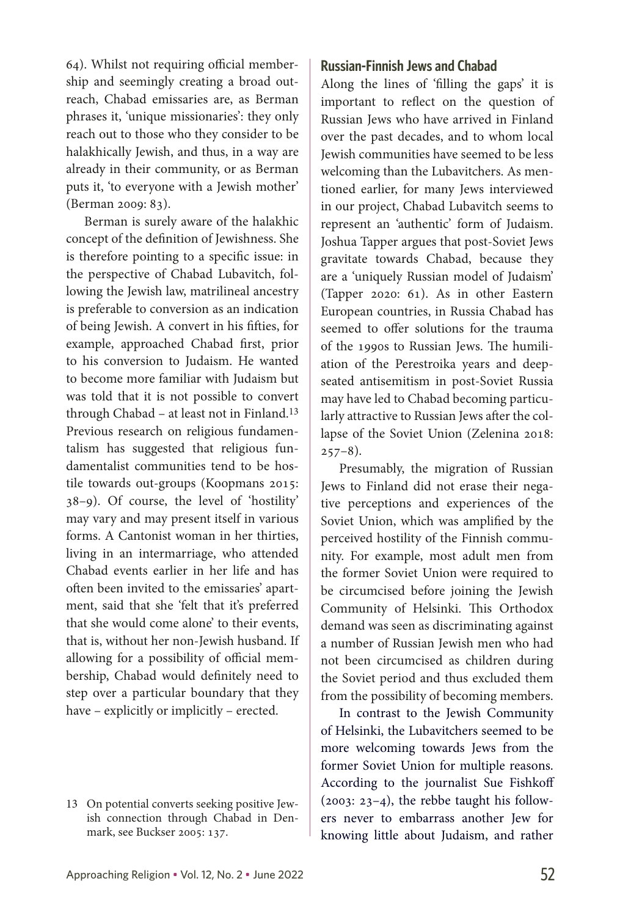64). Whilst not requiring official membership and seemingly creating a broad outreach, Chabad emissaries are, as Berman phrases it, 'unique missionaries': they only reach out to those who they consider to be halakhically Jewish, and thus, in a way are already in their community, or as Berman puts it, 'to everyone with a Jewish mother' (Berman 2009: 83).

Berman is surely aware of the halakhic concept of the definition of Jewishness. She is therefore pointing to a specific issue: in the perspective of Chabad Lubavitch, following the Jewish law, matrilineal ancestry is preferable to conversion as an indication of being Jewish. A convert in his fifties, for example, approached Chabad first, prior to his conversion to Judaism. He wanted to become more familiar with Judaism but was told that it is not possible to convert through Chabad – at least not in Finland.[13] Previous research on religious fundamentalism has suggested that religious fundamentalist communities tend to be hostile towards out-groups (Koopmans 2015: 38–9). Of course, the level of 'hostility' may vary and may present itself in various forms. A Cantonist woman in her thirties, living in an intermarriage, who attended Chabad events earlier in her life and has often been invited to the emissaries' apartment, said that she 'felt that it's preferred that she would come alone' to their events, that is, without her non-Jewish husband. If allowing for a possibility of official membership, Chabad would definitely need to step over a particular boundary that they have – explicitly or implicitly – erected.

## Russian-Finnish Jews and Chabad

Along the lines of 'filling the gaps' it is important to reflect on the question of Russian Jews who have arrived in Finland over the past decades, and to whom local Jewish communities have seemed to be less welcoming than the Lubavitchers. As mentioned earlier, for many Jews interviewed in our project, Chabad Lubavitch seems to represent an 'authentic' form of Judaism. Joshua Tapper argues that post-Soviet Jews gravitate towards Chabad, because they are a 'uniquely Russian model of Judaism' (Tapper 2020: 61). As in other Eastern European countries, in Russia Chabad has seemed to offer solutions for the trauma of the 1990s to Russian Jews. The humiliation of the Perestroika years and deep-seated antisemitism in post-Soviet Russia may have led to Chabad becoming particularly attractive to Russian Jews after the collapse of the Soviet Union (Zelenina 2018: 257–8).

Presumably, the migration of Russian Jews to Finland did not erase their negative perceptions and experiences of the Soviet Union, which was amplified by the perceived hostility of the Finnish community. For example, most adult men from the former Soviet Union were required to be circumcised before joining the Jewish Community of Helsinki. This Orthodox demand was seen as discriminating against a number of Russian Jewish men who had not been circumcised as children during the Soviet period and thus excluded them from the possibility of becoming members.

In contrast to the Jewish Community of Helsinki, the Lubavitchers seemed to be more welcoming towards Jews from the former Soviet Union for multiple reasons. According to the journalist Sue Fishkoff (2003: 23–4), the rebbe taught his followers never to embarrass another Jew for knowing little about Judaism, and rather

---

13 On potential converts seeking positive Jewish connection through Chabad in Denmark, see Buckser 2005: 137.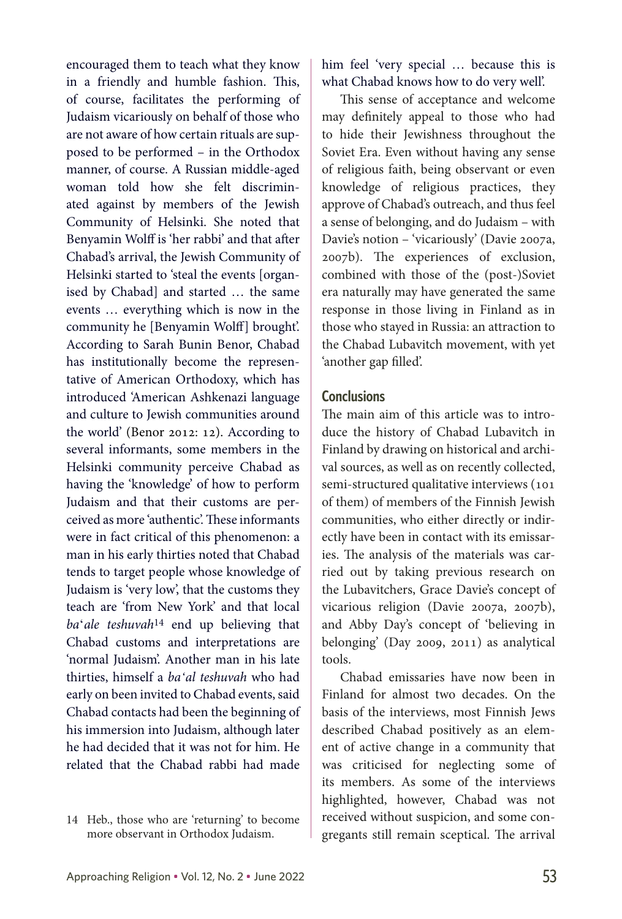encouraged them to teach what they know in a friendly and humble fashion. This, of course, facilitates the performing of Judaism vicariously on behalf of those who are not aware of how certain rituals are supposed to be performed – in the Orthodox manner, of course. A Russian middle-aged woman told how she felt discriminated against by members of the Jewish Community of Helsinki. She noted that Benyamin Wolff is 'her rabbi' and that after Chabad's arrival, the Jewish Community of Helsinki started to 'steal the events [organised by Chabad] and started … the same events … everything which is now in the community he [Benyamin Wolff] brought'. According to Sarah Bunin Benor, Chabad has institutionally become the representative of American Orthodoxy, which has introduced 'American Ashkenazi language and culture to Jewish communities around the world' (Benor 2012: 12). According to several informants, some members in the Helsinki community perceive Chabad as having the 'knowledge' of how to perform Judaism and that their customs are perceived as more 'authentic'. These informants were in fact critical of this phenomenon: a man in his early thirties noted that Chabad tends to target people whose knowledge of Judaism is 'very low', that the customs they teach are 'from New York' and that local *ba'ale teshuvah*[14] end up believing that Chabad customs and interpretations are 'normal Judaism'. Another man in his late thirties, himself a *ba'al teshuvah* who had early on been invited to Chabad events, said Chabad contacts had been the beginning of his immersion into Judaism, although later he had decided that it was not for him. He related that the Chabad rabbi had made him feel 'very special … because this is what Chabad knows how to do very well'.

This sense of acceptance and welcome may definitely appeal to those who had to hide their Jewishness throughout the Soviet Era. Even without having any sense of religious faith, being observant or even knowledge of religious practices, they approve of Chabad's outreach, and thus feel a sense of belonging, and do Judaism – with Davie's notion – 'vicariously' (Davie 2007a, 2007b). The experiences of exclusion, combined with those of the (post-)Soviet era naturally may have generated the same response in those living in Finland as in those who stayed in Russia: an attraction to the Chabad Lubavitch movement, with yet 'another gap filled'.

## Conclusions

The main aim of this article was to introduce the history of Chabad Lubavitch in Finland by drawing on historical and archival sources, as well as on recently collected, semi-structured qualitative interviews (101 of them) of members of the Finnish Jewish communities, who either directly or indirectly have been in contact with its emissaries. The analysis of the materials was carried out by taking previous research on the Lubavitchers, Grace Davie's concept of vicarious religion (Davie 2007a, 2007b), and Abby Day's concept of 'believing in belonging' (Day 2009, 2011) as analytical tools.

Chabad emissaries have now been in Finland for almost two decades. On the basis of the interviews, most Finnish Jews described Chabad positively as an element of active change in a community that was criticised for neglecting some of its members. As some of the interviews highlighted, however, Chabad was not received without suspicion, and some congregants still remain sceptical. The arrival

14 Heb., those who are 'returning' to become more observant in Orthodox Judaism.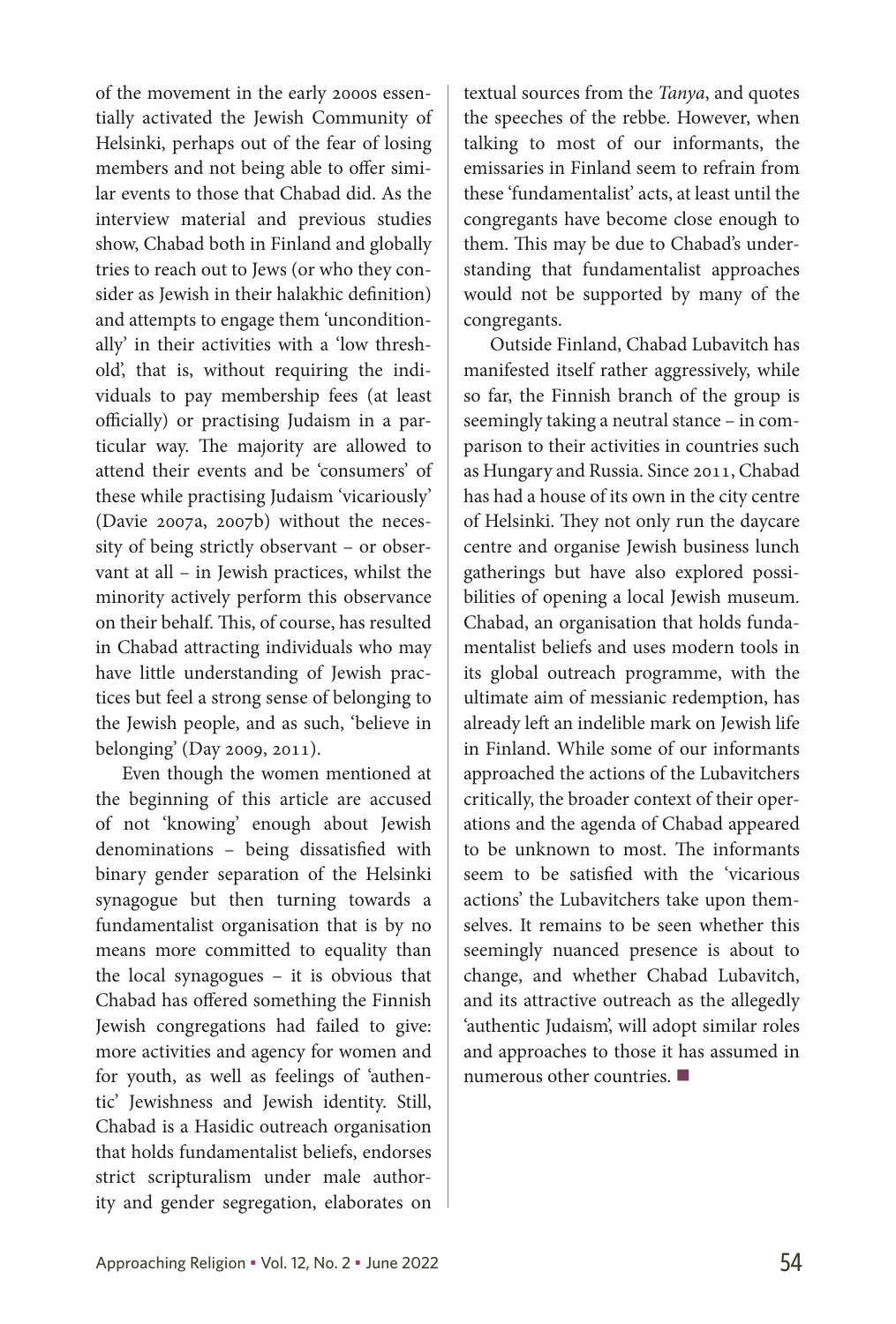of the movement in the early 2000s essentially activated the Jewish Community of Helsinki, perhaps out of the fear of losing members and not being able to offer similar events to those that Chabad did. As the interview material and previous studies show, Chabad both in Finland and globally tries to reach out to Jews (or who they consider as Jewish in their halakhic definition) and attempts to engage them 'unconditionally' in their activities with a 'low threshold', that is, without requiring the individuals to pay membership fees (at least officially) or practising Judaism in a particular way. The majority are allowed to attend their events and be 'consumers' of these while practising Judaism 'vicariously' (Davie 2007a, 2007b) without the necessity of being strictly observant – or observant at all – in Jewish practices, whilst the minority actively perform this observance on their behalf. This, of course, has resulted in Chabad attracting individuals who may have little understanding of Jewish practices but feel a strong sense of belonging to the Jewish people, and as such, 'believe in belonging' (Day 2009, 2011).

Even though the women mentioned at the beginning of this article are accused of not 'knowing' enough about Jewish denominations – being dissatisfied with binary gender separation of the Helsinki synagogue but then turning towards a fundamentalist organisation that is by no means more committed to equality than the local synagogues – it is obvious that Chabad has offered something the Finnish Jewish congregations had failed to give: more activities and agency for women and for youth, as well as feelings of 'authentic' Jewishness and Jewish identity. Still, Chabad is a Hasidic outreach organisation that holds fundamentalist beliefs, endorses strict scripturalism under male authority and gender segregation, elaborates on textual sources from the *Tanya*, and quotes the speeches of the rebbe. However, when talking to most of our informants, the emissaries in Finland seem to refrain from these 'fundamentalist' acts, at least until the congregants have become close enough to them. This may be due to Chabad's understanding that fundamentalist approaches would not be supported by many of the congregants.

Outside Finland, Chabad Lubavitch has manifested itself rather aggressively, while so far, the Finnish branch of the group is seemingly taking a neutral stance – in comparison to their activities in countries such as Hungary and Russia. Since 2011, Chabad has had a house of its own in the city centre of Helsinki. They not only run the daycare centre and organise Jewish business lunch gatherings but have also explored possibilities of opening a local Jewish museum. Chabad, an organisation that holds fundamentalist beliefs and uses modern tools in its global outreach programme, with the ultimate aim of messianic redemption, has already left an indelible mark on Jewish life in Finland. While some of our informants approached the actions of the Lubavitchers critically, the broader context of their operations and the agenda of Chabad appeared to be unknown to most. The informants seem to be satisfied with the 'vicarious actions' the Lubavitchers take upon themselves. It remains to be seen whether this seemingly nuanced presence is about to change, and whether Chabad Lubavitch, and its attractive outreach as the allegedly 'authentic Judaism', will adopt similar roles and approaches to those it has assumed in numerous other countries. ■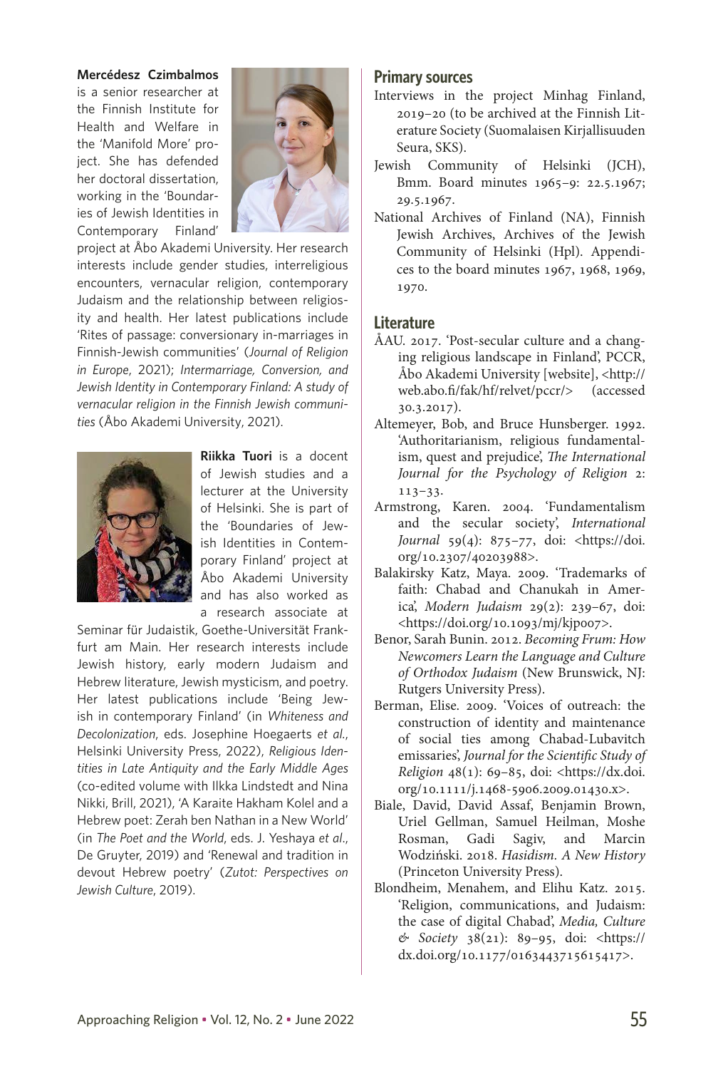**Mercédesz Czimbalmos** is a senior researcher at the Finnish Institute for Health and Welfare in the 'Manifold More' project. She has defended her doctoral dissertation, working in the 'Boundaries of Jewish Identities in Contemporary Finland' project at Åbo Akademi University. Her research interests include gender studies, interreligious encounters, vernacular religion, contemporary Judaism and the relationship between religiosity and health. Her latest publications include 'Rites of passage: conversionary in-marriages in Finnish-Jewish communities' (*Journal of Religion in Europe*, 2021); *Intermarriage, Conversion, and Jewish Identity in Contemporary Finland: A study of vernacular religion in the Finnish Jewish communities* (Åbo Akademi University, 2021).

**Riikka Tuori** is a docent of Jewish studies and a lecturer at the University of Helsinki. She is part of the 'Boundaries of Jewish Identities in Contemporary Finland' project at Åbo Akademi University and has also worked as a research associate at Seminar für Judaistik, Goethe-Universität Frankfurt am Main. Her research interests include Jewish history, early modern Judaism and Hebrew literature, Jewish mysticism, and poetry. Her latest publications include 'Being Jewish in contemporary Finland' (in *Whiteness and Decolonization*, eds. Josephine Hoegaerts *et al.*, Helsinki University Press, 2022), *Religious Identities in Late Antiquity and the Early Middle Ages* (co-edited volume with Ilkka Lindstedt and Nina Nikki, Brill, 2021), 'A Karaite Hakham Kolel and a Hebrew poet: Zerah ben Nathan in a New World' (in *The Poet and the World*, eds. J. Yeshaya *et al.*, De Gruyter, 2019) and 'Renewal and tradition in devout Hebrew poetry' (*Zutot: Perspectives on Jewish Culture*, 2019).

## Primary sources

Interviews in the project Minhag Finland, 2019–20 (to be archived at the Finnish Literature Society (Suomalaisen Kirjallisuuden Seura, SKS).

Jewish Community of Helsinki (JCH), Bmm. Board minutes 1965–9: 22.5.1967; 29.5.1967.

National Archives of Finland (NA), Finnish Jewish Archives, Archives of the Jewish Community of Helsinki (Hpl). Appendices to the board minutes 1967, 1968, 1969, 1970.

## Literature

ÅAU. 2017. 'Post-secular culture and a changing religious landscape in Finland', PCCR, Åbo Akademi University [website], <http://web.abo.fi/fak/hf/relvet/pccr/> (accessed 30.3.2017).

Altemeyer, Bob, and Bruce Hunsberger. 1992. 'Authoritarianism, religious fundamentalism, quest and prejudice', *The International Journal for the Psychology of Religion* 2: 113–33.

Armstrong, Karen. 2004. 'Fundamentalism and the secular society', *International Journal* 59(4): 875–77, doi: <https://doi.org/10.2307/40203988>.

Balakirsky Katz, Maya. 2009. 'Trademarks of faith: Chabad and Chanukah in America', *Modern Judaism* 29(2): 239–67, doi: <https://doi.org/10.1093/mj/kjp007>.

Benor, Sarah Bunin. 2012. *Becoming Frum: How Newcomers Learn the Language and Culture of Orthodox Judaism* (New Brunswick, NJ: Rutgers University Press).

Berman, Elise. 2009. 'Voices of outreach: the construction of identity and maintenance of social ties among Chabad-Lubavitch emissaries', *Journal for the Scientific Study of Religion* 48(1): 69–85, doi: <https://dx.doi.org/10.1111/j.1468-5906.2009.01430.x>.

Biale, David, David Assaf, Benjamin Brown, Uriel Gellman, Samuel Heilman, Moshe Rosman, Gadi Sagiv, and Marcin Wodziński. 2018. *Hasidism. A New History* (Princeton University Press).

Blondheim, Menahem, and Elihu Katz. 2015. 'Religion, communications, and Judaism: the case of digital Chabad', *Media, Culture & Society* 38(21): 89–95, doi: <https://dx.doi.org/10.1177/0163443715615417>.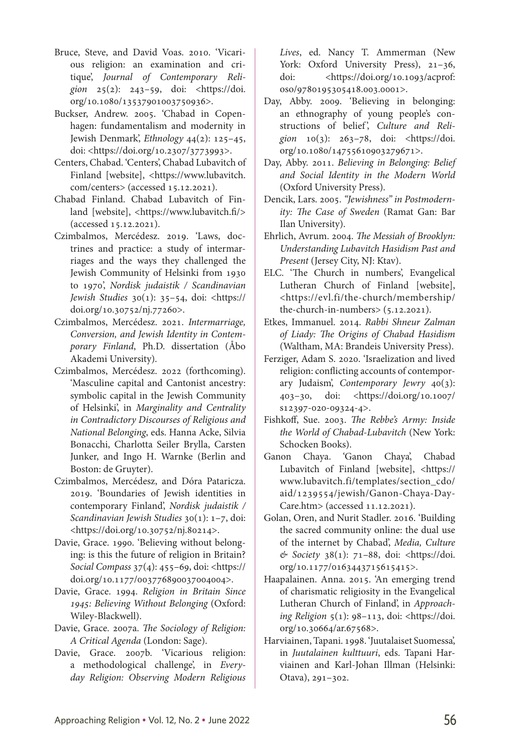Bruce, Steve, and David Voas. 2010. 'Vicarious religion: an examination and critique', *Journal of Contemporary Religion* 25(2): 243–59, doi: <https://doi.org/10.1080/13537901003750936>.

Buckser, Andrew. 2005. 'Chabad in Copenhagen: fundamentalism and modernity in Jewish Denmark', *Ethnology* 44(2): 125–45, doi: <https://doi.org/10.2307/3773993>.

Centers, Chabad. 'Centers', Chabad Lubavitch of Finland [website], <https://www.lubavitch.com/centers> (accessed 15.12.2021).

Chabad Finland. Chabad Lubavitch of Finland [website], <https://www.lubavitch.fi/> (accessed 15.12.2021).

Czimbalmos, Mercédesz. 2019. 'Laws, doctrines and practice: a study of intermarriages and the ways they challenged the Jewish Community of Helsinki from 1930 to 1970', *Nordisk judaistik / Scandinavian Jewish Studies* 30(1): 35–54, doi: <https://doi.org/10.30752/nj.77260>.

Czimbalmos, Mercédesz. 2021. *Intermarriage, Conversion, and Jewish Identity in Contemporary Finland*, Ph.D. dissertation (Åbo Akademi University).

Czimbalmos, Mercédesz. 2022 (forthcoming). 'Masculine capital and Cantonist ancestry: symbolic capital in the Jewish Community of Helsinki', in *Marginality and Centrality in Contradictory Discourses of Religious and National Belonging*, eds. Hanna Acke, Silvia Bonacchi, Charlotta Seiler Brylla, Carsten Junker, and Ingo H. Warnke (Berlin and Boston: de Gruyter).

Czimbalmos, Mercédesz, and Dóra Pataricza. 2019. 'Boundaries of Jewish identities in contemporary Finland', *Nordisk judaistik / Scandinavian Jewish Studies* 30(1): 1–7, doi: <https://doi.org/10.30752/nj.80214>.

Davie, Grace. 1990. 'Believing without belonging: is this the future of religion in Britain? *Social Compass* 37(4): 455–69, doi: <https://doi.org/10.1177/003776890037004004>.

Davie, Grace. 1994. *Religion in Britain Since 1945: Believing Without Belonging* (Oxford: Wiley-Blackwell).

Davie, Grace. 2007a. *The Sociology of Religion: A Critical Agenda* (London: Sage).

Davie, Grace. 2007b. 'Vicarious religion: a methodological challenge', in *Everyday Religion: Observing Modern Religious Lives*, ed. Nancy T. Ammerman (New York: Oxford University Press), 21–36, doi: <https://doi.org/10.1093/acprof:oso/9780195305418.003.0001>.

Day, Abby. 2009. 'Believing in belonging: an ethnography of young people's constructions of belief', *Culture and Religion* 10(3): 263–78, doi: <https://doi.org/10.1080/14755610903279671>.

Day, Abby. 2011. *Believing in Belonging: Belief and Social Identity in the Modern World* (Oxford University Press).

Dencik, Lars. 2005. *"Jewishness" in Postmodernity: The Case of Sweden* (Ramat Gan: Bar Ilan University).

Ehrlich, Avrum. 2004. *The Messiah of Brooklyn: Understanding Lubavitch Hasidism Past and Present* (Jersey City, NJ: Ktav).

ELC. 'The Church in numbers', Evangelical Lutheran Church of Finland [website], <https://evl.fi/the-church/membership/the-church-in-numbers> (5.12.2021).

Etkes, Immanuel. 2014. *Rabbi Shneur Zalman of Liady: The Origins of Chabad Hasidism* (Waltham, MA: Brandeis University Press).

Ferziger, Adam S. 2020. 'Israelization and lived religion: conflicting accounts of contemporary Judaism', *Contemporary Jewry* 40(3): 403–30, doi: <https://doi.org/10.1007/s12397-020-09324-4>.

Fishkoff, Sue. 2003. *The Rebbe's Army: Inside the World of Chabad-Lubavitch* (New York: Schocken Books).

Ganon Chaya. 'Ganon Chaya', Chabad Lubavitch of Finland [website], <https://www.lubavitch.fi/templates/section_cdo/aid/1239554/jewish/Ganon-Chaya-Day-Care.htm> (accessed 11.12.2021).

Golan, Oren, and Nurit Stadler. 2016. 'Building the sacred community online: the dual use of the internet by Chabad', *Media, Culture & Society* 38(1): 71–88, doi: <https://doi.org/10.1177/0163443715615415>.

Haapalainen. Anna. 2015. 'An emerging trend of charismatic religiosity in the Evangelical Lutheran Church of Finland', in *Approaching Religion* 5(1): 98–113, doi: <https://doi.org/10.30664/ar.67568>.

Harviainen, Tapani. 1998. 'Juutalaiset Suomessa', in *Juutalainen kulttuuri*, eds. Tapani Harviainen and Karl-Johan Illman (Helsinki: Otava), 291–302.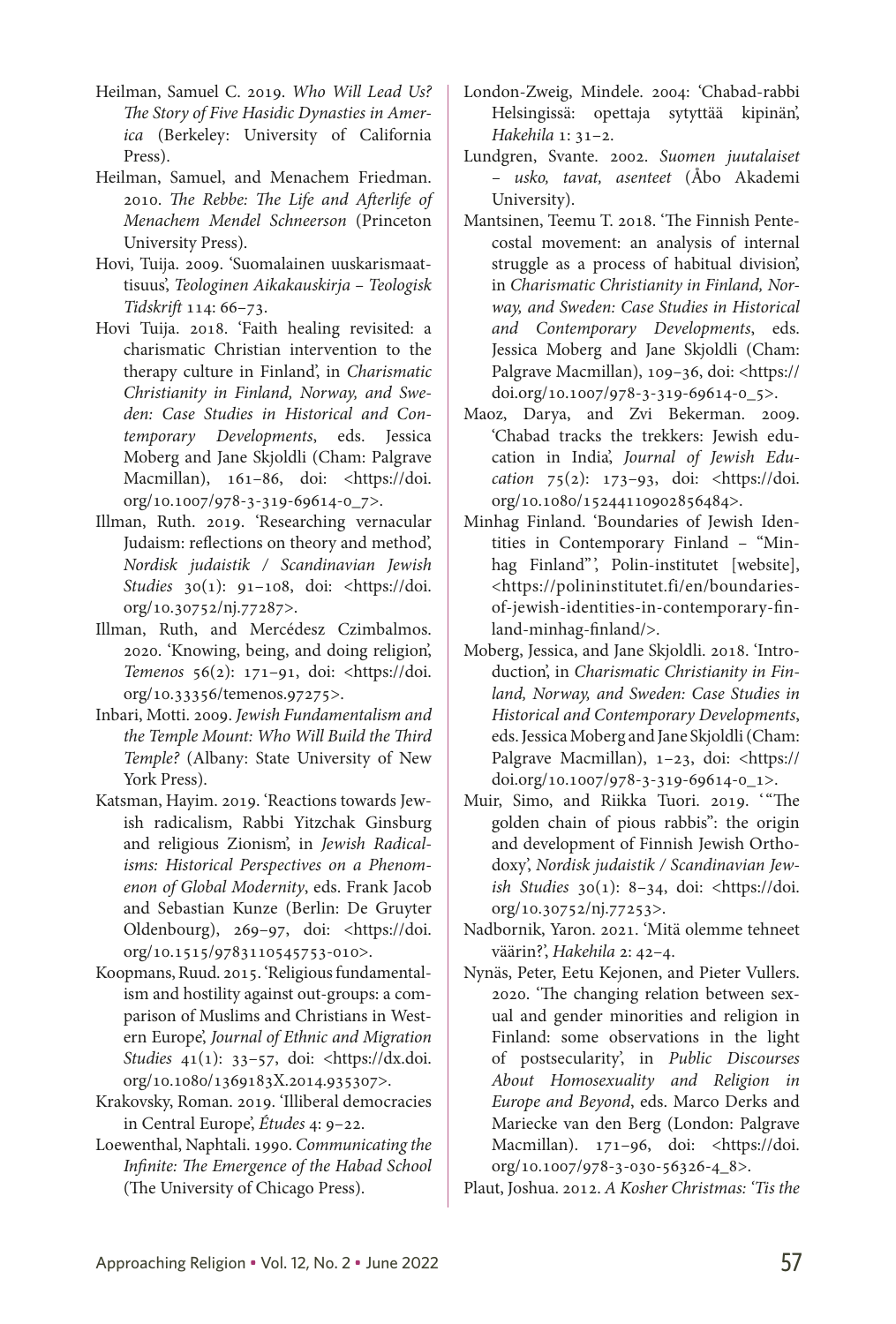Heilman, Samuel C. 2019. *Who Will Lead Us? The Story of Five Hasidic Dynasties in America* (Berkeley: University of California Press).

Heilman, Samuel, and Menachem Friedman. 2010. *The Rebbe: The Life and Afterlife of Menachem Mendel Schneerson* (Princeton University Press).

Hovi, Tuija. 2009. 'Suomalainen uuskarismaattisuus', *Teologinen Aikakauskirja – Teologisk Tidskrift* 114: 66–73.

Hovi Tuija. 2018. 'Faith healing revisited: a charismatic Christian intervention to the therapy culture in Finland', in *Charismatic Christianity in Finland, Norway, and Sweden: Case Studies in Historical and Contemporary Developments*, eds. Jessica Moberg and Jane Skjoldli (Cham: Palgrave Macmillan), 161–86, doi: <https://doi.org/10.1007/978-3-319-69614-0_7>.

Illman, Ruth. 2019. 'Researching vernacular Judaism: reflections on theory and method', *Nordisk judaistik / Scandinavian Jewish Studies* 30(1): 91–108, doi: <https://doi.org/10.30752/nj.77287>.

Illman, Ruth, and Mercédesz Czimbalmos. 2020. 'Knowing, being, and doing religion', *Temenos* 56(2): 171–91, doi: <https://doi.org/10.33356/temenos.97275>.

Inbari, Motti. 2009. *Jewish Fundamentalism and the Temple Mount: Who Will Build the Third Temple?* (Albany: State University of New York Press).

Katsman, Hayim. 2019. 'Reactions towards Jewish radicalism, Rabbi Yitzchak Ginsburg and religious Zionism', in *Jewish Radicalisms: Historical Perspectives on a Phenomenon of Global Modernity*, eds. Frank Jacob and Sebastian Kunze (Berlin: De Gruyter Oldenbourg), 269–97, doi: <https://doi.org/10.1515/9783110545753-010>.

Koopmans, Ruud. 2015. 'Religious fundamentalism and hostility against out-groups: a comparison of Muslims and Christians in Western Europe', *Journal of Ethnic and Migration Studies* 41(1): 33–57, doi: <https://dx.doi.org/10.1080/1369183X.2014.935307>.

Krakovsky, Roman. 2019. 'Illiberal democracies in Central Europe', *Études* 4: 9–22.

Loewenthal, Naphtali. 1990. *Communicating the Infinite: The Emergence of the Habad School* (The University of Chicago Press).

London-Zweig, Mindele. 2004: 'Chabad-rabbi Helsingissä: opettaja sytyttää kipinän', *Hakehila* 1: 31–2.

Lundgren, Svante. 2002. *Suomen juutalaiset – usko, tavat, asenteet* (Åbo Akademi University).

Mantsinen, Teemu T. 2018. 'The Finnish Pentecostal movement: an analysis of internal struggle as a process of habitual division', in *Charismatic Christianity in Finland, Norway, and Sweden: Case Studies in Historical and Contemporary Developments*, eds. Jessica Moberg and Jane Skjoldli (Cham: Palgrave Macmillan), 109–36, doi: <https://doi.org/10.1007/978-3-319-69614-0_5>.

Maoz, Darya, and Zvi Bekerman. 2009. 'Chabad tracks the trekkers: Jewish education in India', *Journal of Jewish Education* 75(2): 173–93, doi: <https://doi.org/10.1080/15244110902856484>.

Minhag Finland. 'Boundaries of Jewish Identities in Contemporary Finland – "Minhag Finland"', Polin-institutet [website], <https://polininstitutet.fi/en/boundaries-of-jewish-identities-in-contemporary-finland-minhag-finland/>.

Moberg, Jessica, and Jane Skjoldli. 2018. 'Introduction', in *Charismatic Christianity in Finland, Norway, and Sweden: Case Studies in Historical and Contemporary Developments*, eds. Jessica Moberg and Jane Skjoldli (Cham: Palgrave Macmillan), 1–23, doi: <https://doi.org/10.1007/978-3-319-69614-0_1>.

Muir, Simo, and Riikka Tuori. 2019. '"The golden chain of pious rabbis": the origin and development of Finnish Jewish Orthodoxy', *Nordisk judaistik / Scandinavian Jewish Studies* 30(1): 8–34, doi: <https://doi.org/10.30752/nj.77253>.

Nadbornik, Yaron. 2021. 'Mitä olemme tehneet väärin?', *Hakehila* 2: 42–4.

Nynäs, Peter, Eetu Kejonen, and Pieter Vullers. 2020. 'The changing relation between sexual and gender minorities and religion in Finland: some observations in the light of postsecularity', in *Public Discourses About Homosexuality and Religion in Europe and Beyond*, eds. Marco Derks and Mariecke van den Berg (London: Palgrave Macmillan). 171–96, doi: <https://doi.org/10.1007/978-3-030-56326-4_8>.

Plaut, Joshua. 2012. *A Kosher Christmas: 'Tis the*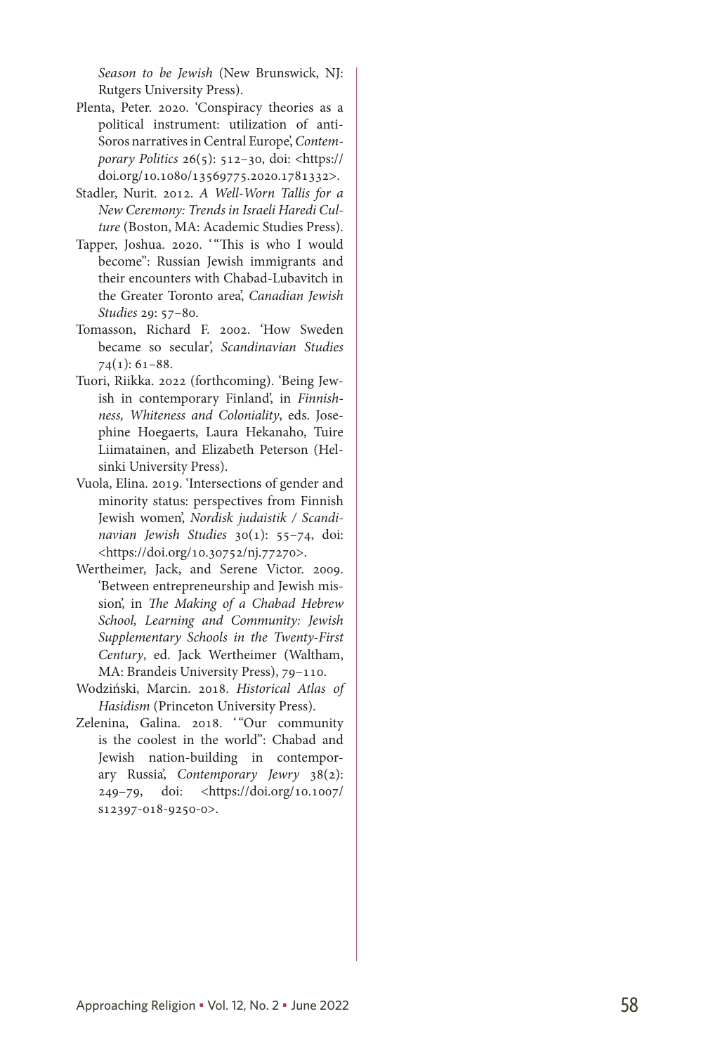*Season to be Jewish* (New Brunswick, NJ: Rutgers University Press).

Plenta, Peter. 2020. 'Conspiracy theories as a political instrument: utilization of anti-Soros narratives in Central Europe', *Contemporary Politics* 26(5): 512–30, doi: <https://doi.org/10.1080/13569775.2020.1781332>.

Stadler, Nurit. 2012. *A Well-Worn Tallis for a New Ceremony: Trends in Israeli Haredi Culture* (Boston, MA: Academic Studies Press).

Tapper, Joshua. 2020. '"This is who I would become": Russian Jewish immigrants and their encounters with Chabad-Lubavitch in the Greater Toronto area', *Canadian Jewish Studies* 29: 57–80.

Tomasson, Richard F. 2002. 'How Sweden became so secular', *Scandinavian Studies* 74(1): 61–88.

Tuori, Riikka. 2022 (forthcoming). 'Being Jewish in contemporary Finland', in *Finnishness, Whiteness and Coloniality*, eds. Josephine Hoegaerts, Laura Hekanaho, Tuire Liimatainen, and Elizabeth Peterson (Helsinki University Press).

Vuola, Elina. 2019. 'Intersections of gender and minority status: perspectives from Finnish Jewish women', *Nordisk judaistik / Scandinavian Jewish Studies* 30(1): 55–74, doi: <https://doi.org/10.30752/nj.77270>.

Wertheimer, Jack, and Serene Victor. 2009. 'Between entrepreneurship and Jewish mission', in *The Making of a Chabad Hebrew School, Learning and Community: Jewish Supplementary Schools in the Twenty-First Century*, ed. Jack Wertheimer (Waltham, MA: Brandeis University Press), 79–110.

Wodziński, Marcin. 2018. *Historical Atlas of Hasidism* (Princeton University Press).

Zelenina, Galina. 2018. '"Our community is the coolest in the world": Chabad and Jewish nation-building in contemporary Russia', *Contemporary Jewry* 38(2): 249–79, doi: <https://doi.org/10.1007/s12397-018-9250-0>.